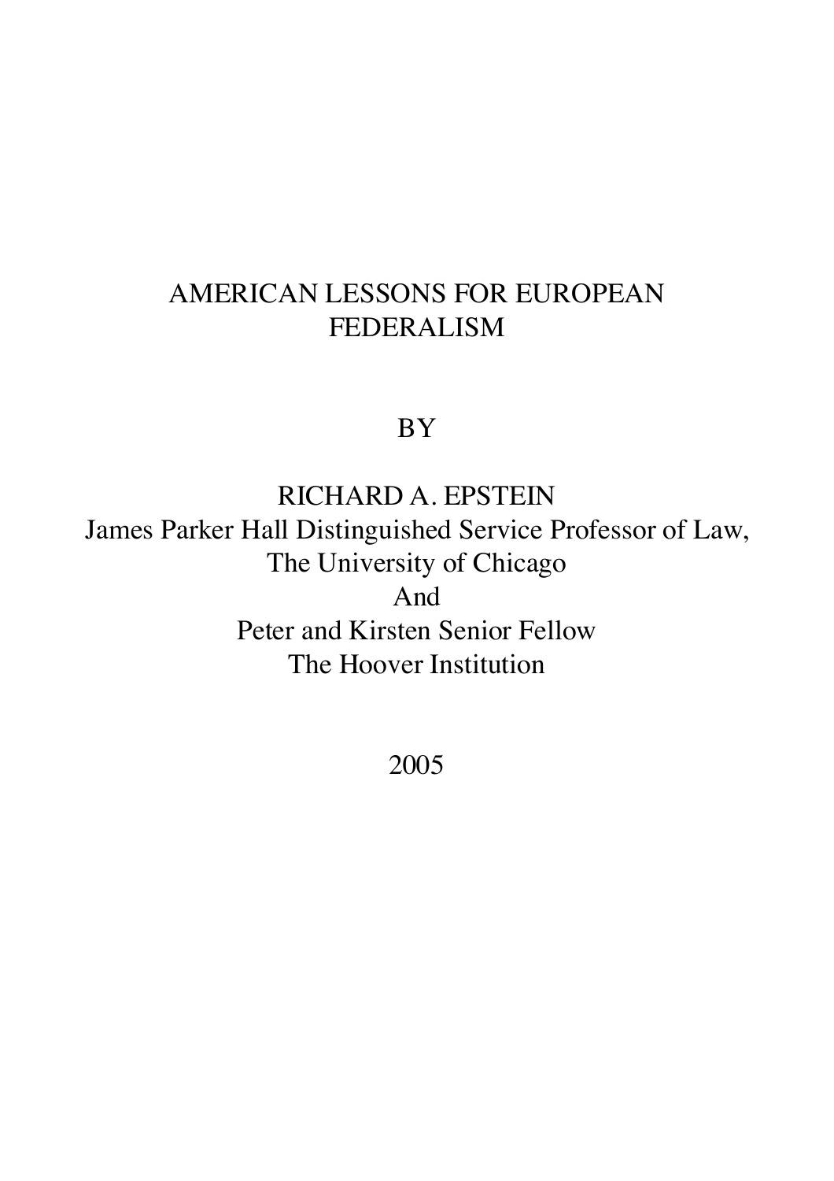# AMERICAN LESSONS FOR EUROPEAN FEDERALISM

BY

RICHARD A. EPSTEIN
James Parker Hall Distinguished Service Professor of Law,
The University of Chicago
And
Peter and Kirsten Senior Fellow
The Hoover Institution

2005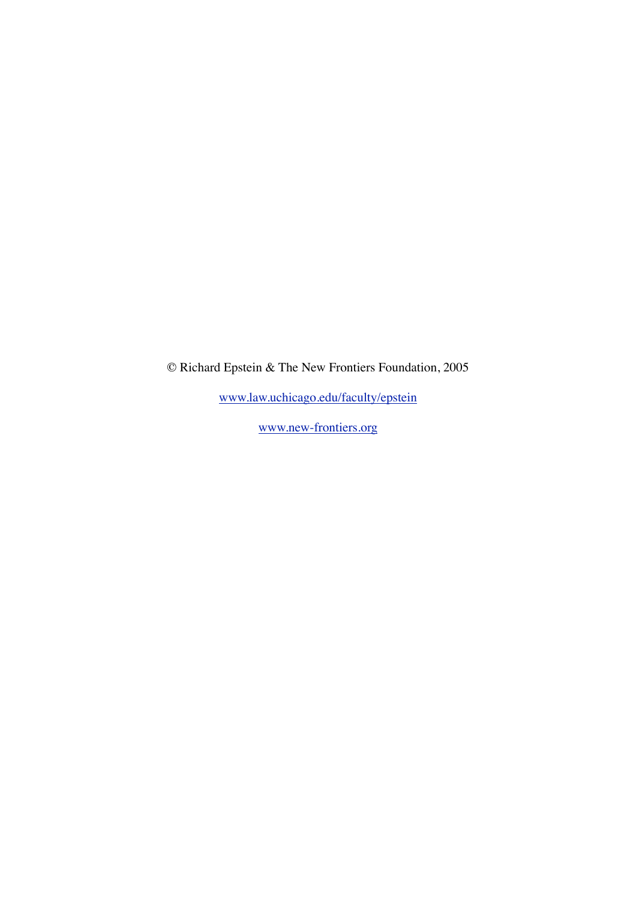© Richard Epstein & The New Frontiers Foundation, 2005

[www.law.uchicago.edu/faculty/epstein](http://www.law.uchicago.edu/faculty/epstein)

[www.new-frontiers.org](http://www.new-frontiers.org)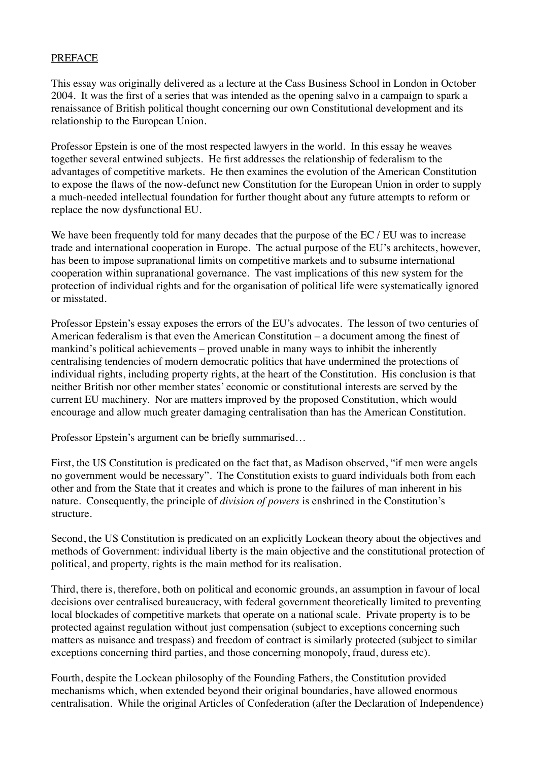PREFACE

This essay was originally delivered as a lecture at the Cass Business School in London in October 2004. It was the first of a series that was intended as the opening salvo in a campaign to spark a renaissance of British political thought concerning our own Constitutional development and its relationship to the European Union.

Professor Epstein is one of the most respected lawyers in the world. In this essay he weaves together several entwined subjects. He first addresses the relationship of federalism to the advantages of competitive markets. He then examines the evolution of the American Constitution to expose the flaws of the now-defunct new Constitution for the European Union in order to supply a much-needed intellectual foundation for further thought about any future attempts to reform or replace the now dysfunctional EU.

We have been frequently told for many decades that the purpose of the EC / EU was to increase trade and international cooperation in Europe. The actual purpose of the EU's architects, however, has been to impose supranational limits on competitive markets and to subsume international cooperation within supranational governance. The vast implications of this new system for the protection of individual rights and for the organisation of political life were systematically ignored or misstated.

Professor Epstein's essay exposes the errors of the EU's advocates. The lesson of two centuries of American federalism is that even the American Constitution – a document among the finest of mankind's political achievements – proved unable in many ways to inhibit the inherently centralising tendencies of modern democratic politics that have undermined the protections of individual rights, including property rights, at the heart of the Constitution. His conclusion is that neither British nor other member states' economic or constitutional interests are served by the current EU machinery. Nor are matters improved by the proposed Constitution, which would encourage and allow much greater damaging centralisation than has the American Constitution.

Professor Epstein's argument can be briefly summarised…

First, the US Constitution is predicated on the fact that, as Madison observed, "if men were angels no government would be necessary". The Constitution exists to guard individuals both from each other and from the State that it creates and which is prone to the failures of man inherent in his nature. Consequently, the principle of *division of powers* is enshrined in the Constitution's structure.

Second, the US Constitution is predicated on an explicitly Lockean theory about the objectives and methods of Government: individual liberty is the main objective and the constitutional protection of political, and property, rights is the main method for its realisation.

Third, there is, therefore, both on political and economic grounds, an assumption in favour of local decisions over centralised bureaucracy, with federal government theoretically limited to preventing local blockades of competitive markets that operate on a national scale. Private property is to be protected against regulation without just compensation (subject to exceptions concerning such matters as nuisance and trespass) and freedom of contract is similarly protected (subject to similar exceptions concerning third parties, and those concerning monopoly, fraud, duress etc).

Fourth, despite the Lockean philosophy of the Founding Fathers, the Constitution provided mechanisms which, when extended beyond their original boundaries, have allowed enormous centralisation. While the original Articles of Confederation (after the Declaration of Independence)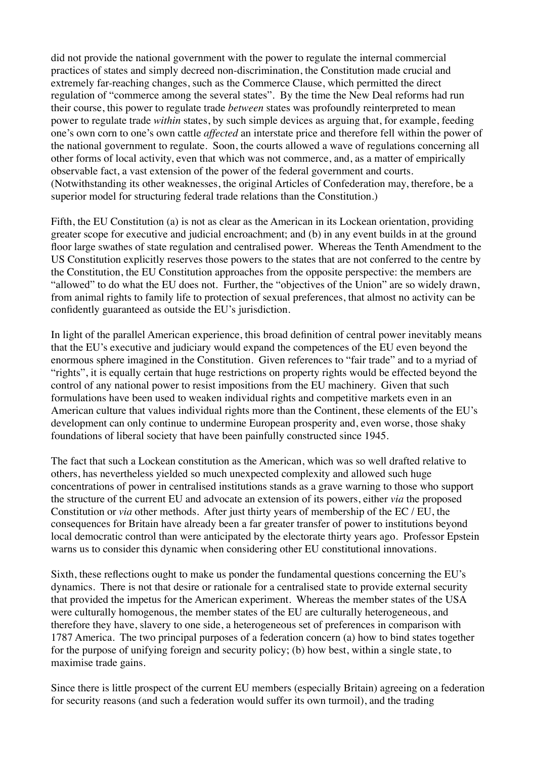did not provide the national government with the power to regulate the internal commercial practices of states and simply decreed non-discrimination, the Constitution made crucial and extremely far-reaching changes, such as the Commerce Clause, which permitted the direct regulation of "commerce among the several states". By the time the New Deal reforms had run their course, this power to regulate trade *between* states was profoundly reinterpreted to mean power to regulate trade *within* states, by such simple devices as arguing that, for example, feeding one's own corn to one's own cattle *affected* an interstate price and therefore fell within the power of the national government to regulate. Soon, the courts allowed a wave of regulations concerning all other forms of local activity, even that which was not commerce, and, as a matter of empirically observable fact, a vast extension of the power of the federal government and courts. (Notwithstanding its other weaknesses, the original Articles of Confederation may, therefore, be a superior model for structuring federal trade relations than the Constitution.)

Fifth, the EU Constitution (a) is not as clear as the American in its Lockean orientation, providing greater scope for executive and judicial encroachment; and (b) in any event builds in at the ground floor large swathes of state regulation and centralised power. Whereas the Tenth Amendment to the US Constitution explicitly reserves those powers to the states that are not conferred to the centre by the Constitution, the EU Constitution approaches from the opposite perspective: the members are "allowed" to do what the EU does not. Further, the "objectives of the Union" are so widely drawn, from animal rights to family life to protection of sexual preferences, that almost no activity can be confidently guaranteed as outside the EU's jurisdiction.

In light of the parallel American experience, this broad definition of central power inevitably means that the EU's executive and judiciary would expand the competences of the EU even beyond the enormous sphere imagined in the Constitution. Given references to "fair trade" and to a myriad of "rights", it is equally certain that huge restrictions on property rights would be effected beyond the control of any national power to resist impositions from the EU machinery. Given that such formulations have been used to weaken individual rights and competitive markets even in an American culture that values individual rights more than the Continent, these elements of the EU's development can only continue to undermine European prosperity and, even worse, those shaky foundations of liberal society that have been painfully constructed since 1945.

The fact that such a Lockean constitution as the American, which was so well drafted relative to others, has nevertheless yielded so much unexpected complexity and allowed such huge concentrations of power in centralised institutions stands as a grave warning to those who support the structure of the current EU and advocate an extension of its powers, either *via* the proposed Constitution or *via* other methods. After just thirty years of membership of the EC / EU, the consequences for Britain have already been a far greater transfer of power to institutions beyond local democratic control than were anticipated by the electorate thirty years ago. Professor Epstein warns us to consider this dynamic when considering other EU constitutional innovations.

Sixth, these reflections ought to make us ponder the fundamental questions concerning the EU's dynamics. There is not that desire or rationale for a centralised state to provide external security that provided the impetus for the American experiment. Whereas the member states of the USA were culturally homogenous, the member states of the EU are culturally heterogeneous, and therefore they have, slavery to one side, a heterogeneous set of preferences in comparison with 1787 America. The two principal purposes of a federation concern (a) how to bind states together for the purpose of unifying foreign and security policy; (b) how best, within a single state, to maximise trade gains.

Since there is little prospect of the current EU members (especially Britain) agreeing on a federation for security reasons (and such a federation would suffer its own turmoil), and the trading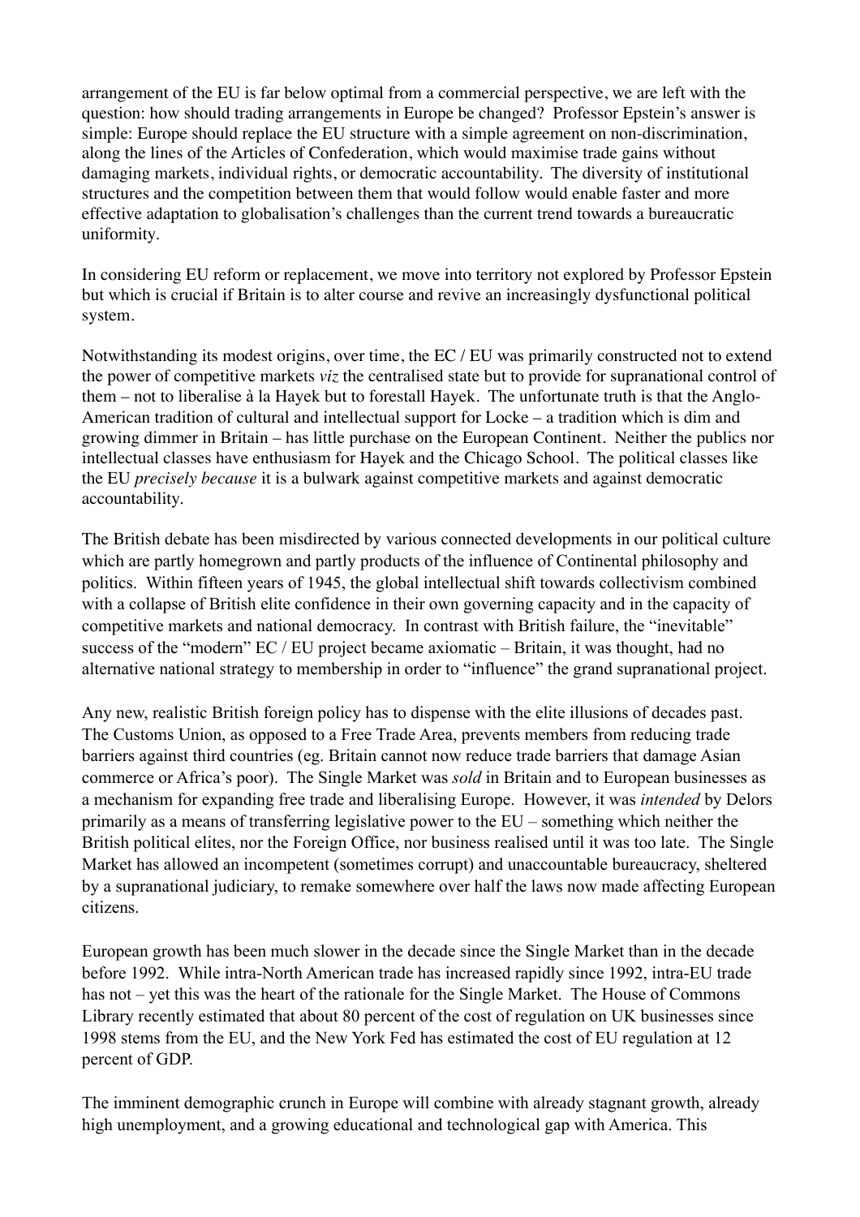arrangement of the EU is far below optimal from a commercial perspective, we are left with the question: how should trading arrangements in Europe be changed? Professor Epstein's answer is simple: Europe should replace the EU structure with a simple agreement on non-discrimination, along the lines of the Articles of Confederation, which would maximise trade gains without damaging markets, individual rights, or democratic accountability. The diversity of institutional structures and the competition between them that would follow would enable faster and more effective adaptation to globalisation's challenges than the current trend towards a bureaucratic uniformity.

In considering EU reform or replacement, we move into territory not explored by Professor Epstein but which is crucial if Britain is to alter course and revive an increasingly dysfunctional political system.

Notwithstanding its modest origins, over time, the EC / EU was primarily constructed not to extend the power of competitive markets *viz* the centralised state but to provide for supranational control of them – not to liberalise à la Hayek but to forestall Hayek. The unfortunate truth is that the Anglo-American tradition of cultural and intellectual support for Locke – a tradition which is dim and growing dimmer in Britain – has little purchase on the European Continent. Neither the publics nor intellectual classes have enthusiasm for Hayek and the Chicago School. The political classes like the EU *precisely because* it is a bulwark against competitive markets and against democratic accountability.

The British debate has been misdirected by various connected developments in our political culture which are partly homegrown and partly products of the influence of Continental philosophy and politics. Within fifteen years of 1945, the global intellectual shift towards collectivism combined with a collapse of British elite confidence in their own governing capacity and in the capacity of competitive markets and national democracy. In contrast with British failure, the "inevitable" success of the "modern" EC / EU project became axiomatic – Britain, it was thought, had no alternative national strategy to membership in order to "influence" the grand supranational project.

Any new, realistic British foreign policy has to dispense with the elite illusions of decades past. The Customs Union, as opposed to a Free Trade Area, prevents members from reducing trade barriers against third countries (eg. Britain cannot now reduce trade barriers that damage Asian commerce or Africa's poor). The Single Market was *sold* in Britain and to European businesses as a mechanism for expanding free trade and liberalising Europe. However, it was *intended* by Delors primarily as a means of transferring legislative power to the EU – something which neither the British political elites, nor the Foreign Office, nor business realised until it was too late. The Single Market has allowed an incompetent (sometimes corrupt) and unaccountable bureaucracy, sheltered by a supranational judiciary, to remake somewhere over half the laws now made affecting European citizens.

European growth has been much slower in the decade since the Single Market than in the decade before 1992. While intra-North American trade has increased rapidly since 1992, intra-EU trade has not – yet this was the heart of the rationale for the Single Market. The House of Commons Library recently estimated that about 80 percent of the cost of regulation on UK businesses since 1998 stems from the EU, and the New York Fed has estimated the cost of EU regulation at 12 percent of GDP.

The imminent demographic crunch in Europe will combine with already stagnant growth, already high unemployment, and a growing educational and technological gap with America. This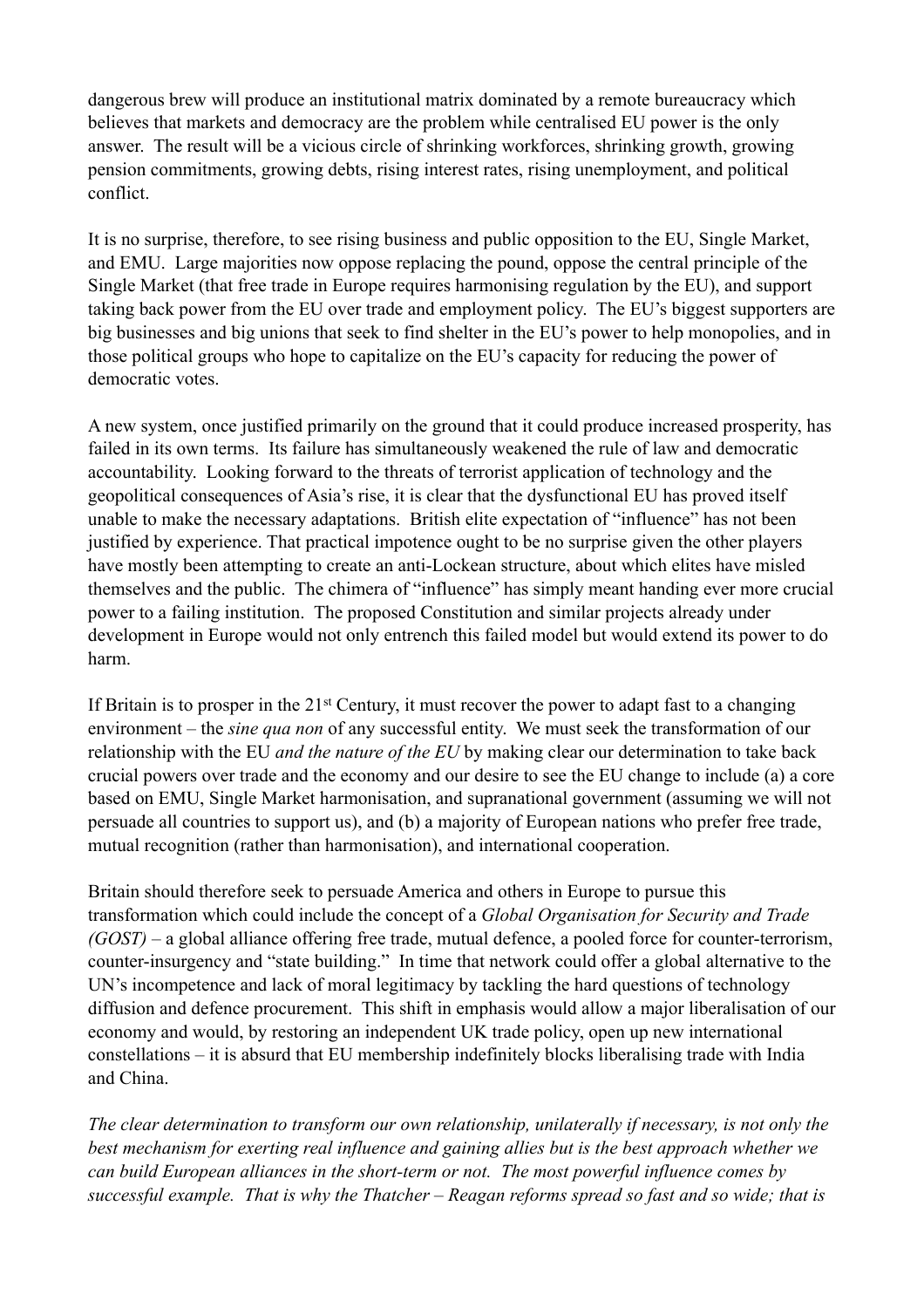dangerous brew will produce an institutional matrix dominated by a remote bureaucracy which believes that markets and democracy are the problem while centralised EU power is the only answer. The result will be a vicious circle of shrinking workforces, shrinking growth, growing pension commitments, growing debts, rising interest rates, rising unemployment, and political conflict.

It is no surprise, therefore, to see rising business and public opposition to the EU, Single Market, and EMU. Large majorities now oppose replacing the pound, oppose the central principle of the Single Market (that free trade in Europe requires harmonising regulation by the EU), and support taking back power from the EU over trade and employment policy. The EU's biggest supporters are big businesses and big unions that seek to find shelter in the EU's power to help monopolies, and in those political groups who hope to capitalize on the EU's capacity for reducing the power of democratic votes.

A new system, once justified primarily on the ground that it could produce increased prosperity, has failed in its own terms. Its failure has simultaneously weakened the rule of law and democratic accountability. Looking forward to the threats of terrorist application of technology and the geopolitical consequences of Asia's rise, it is clear that the dysfunctional EU has proved itself unable to make the necessary adaptations. British elite expectation of "influence" has not been justified by experience. That practical impotence ought to be no surprise given the other players have mostly been attempting to create an anti-Lockean structure, about which elites have misled themselves and the public. The chimera of "influence" has simply meant handing ever more crucial power to a failing institution. The proposed Constitution and similar projects already under development in Europe would not only entrench this failed model but would extend its power to do harm.

If Britain is to prosper in the 21st Century, it must recover the power to adapt fast to a changing environment – the *sine qua non* of any successful entity. We must seek the transformation of our relationship with the EU *and the nature of the EU* by making clear our determination to take back crucial powers over trade and the economy and our desire to see the EU change to include (a) a core based on EMU, Single Market harmonisation, and supranational government (assuming we will not persuade all countries to support us), and (b) a majority of European nations who prefer free trade, mutual recognition (rather than harmonisation), and international cooperation.

Britain should therefore seek to persuade America and others in Europe to pursue this transformation which could include the concept of a *Global Organisation for Security and Trade (GOST)* – a global alliance offering free trade, mutual defence, a pooled force for counter-terrorism, counter-insurgency and "state building." In time that network could offer a global alternative to the UN's incompetence and lack of moral legitimacy by tackling the hard questions of technology diffusion and defence procurement. This shift in emphasis would allow a major liberalisation of our economy and would, by restoring an independent UK trade policy, open up new international constellations – it is absurd that EU membership indefinitely blocks liberalising trade with India and China.

*The clear determination to transform our own relationship, unilaterally if necessary, is not only the best mechanism for exerting real influence and gaining allies but is the best approach whether we can build European alliances in the short-term or not. The most powerful influence comes by successful example. That is why the Thatcher – Reagan reforms spread so fast and so wide; that is*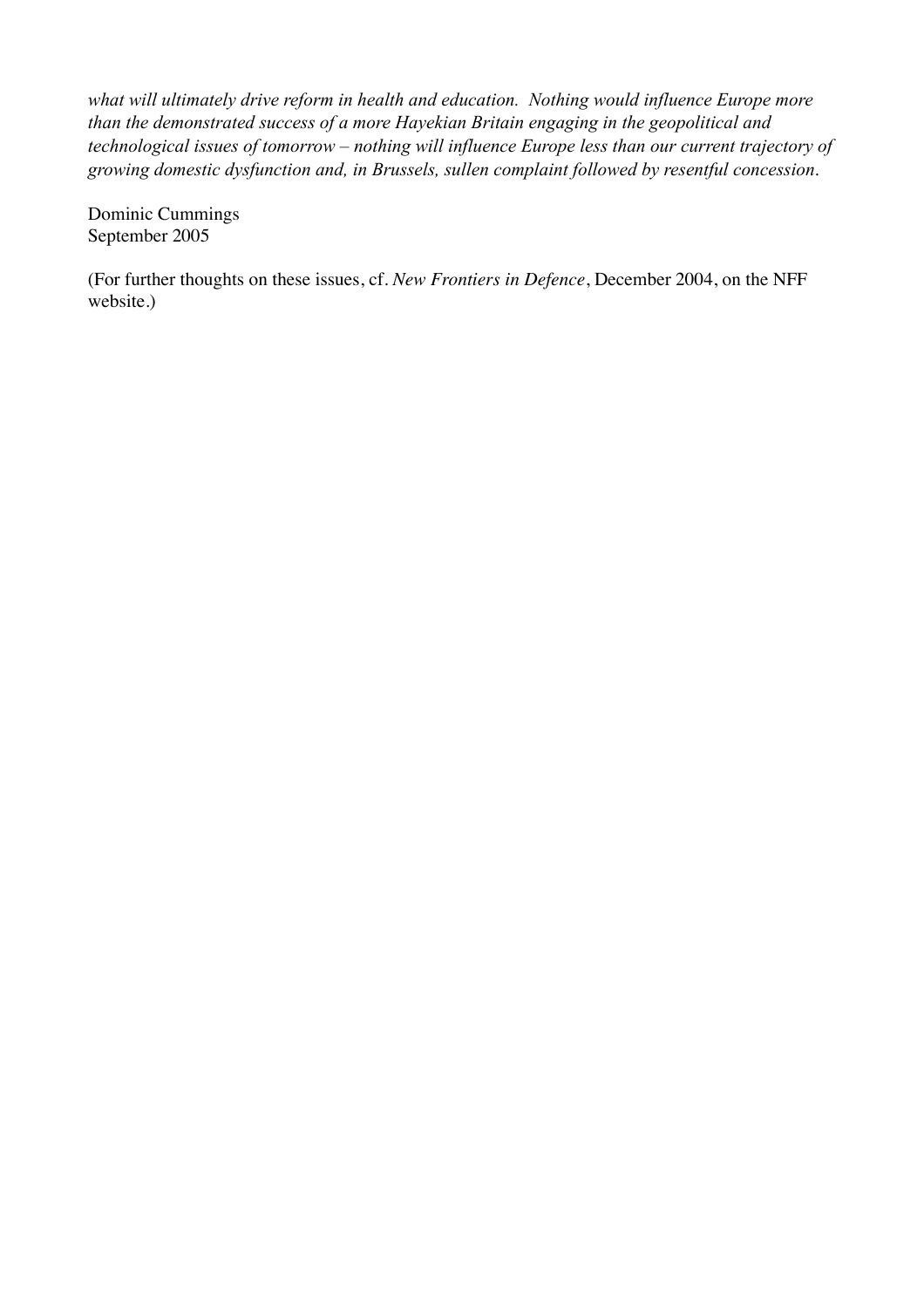*what will ultimately drive reform in health and education. Nothing would influence Europe more than the demonstrated success of a more Hayekian Britain engaging in the geopolitical and technological issues of tomorrow – nothing will influence Europe less than our current trajectory of growing domestic dysfunction and, in Brussels, sullen complaint followed by resentful concession.*

Dominic Cummings
September 2005

(For further thoughts on these issues, cf. *New Frontiers in Defence*, December 2004, on the NFF website.)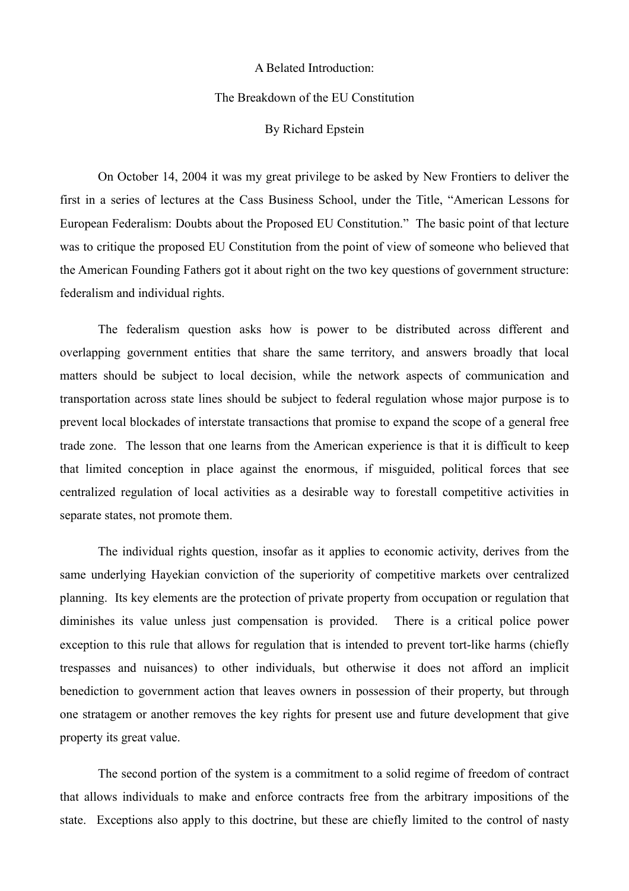A Belated Introduction:

The Breakdown of the EU Constitution

By Richard Epstein

On October 14, 2004 it was my great privilege to be asked by New Frontiers to deliver the first in a series of lectures at the Cass Business School, under the Title, "American Lessons for European Federalism: Doubts about the Proposed EU Constitution." The basic point of that lecture was to critique the proposed EU Constitution from the point of view of someone who believed that the American Founding Fathers got it about right on the two key questions of government structure: federalism and individual rights.

The federalism question asks how is power to be distributed across different and overlapping government entities that share the same territory, and answers broadly that local matters should be subject to local decision, while the network aspects of communication and transportation across state lines should be subject to federal regulation whose major purpose is to prevent local blockades of interstate transactions that promise to expand the scope of a general free trade zone. The lesson that one learns from the American experience is that it is difficult to keep that limited conception in place against the enormous, if misguided, political forces that see centralized regulation of local activities as a desirable way to forestall competitive activities in separate states, not promote them.

The individual rights question, insofar as it applies to economic activity, derives from the same underlying Hayekian conviction of the superiority of competitive markets over centralized planning. Its key elements are the protection of private property from occupation or regulation that diminishes its value unless just compensation is provided. There is a critical police power exception to this rule that allows for regulation that is intended to prevent tort-like harms (chiefly trespasses and nuisances) to other individuals, but otherwise it does not afford an implicit benediction to government action that leaves owners in possession of their property, but through one stratagem or another removes the key rights for present use and future development that give property its great value.

The second portion of the system is a commitment to a solid regime of freedom of contract that allows individuals to make and enforce contracts free from the arbitrary impositions of the state. Exceptions also apply to this doctrine, but these are chiefly limited to the control of nasty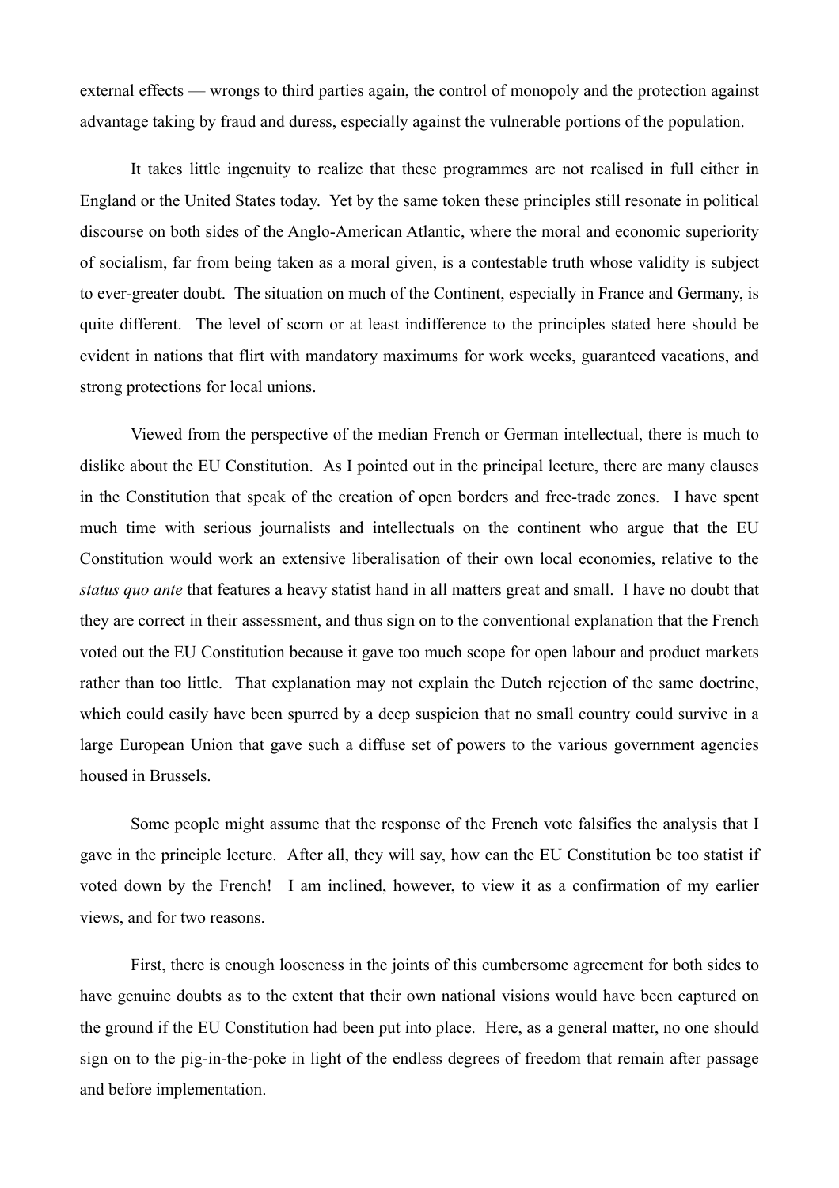external effects — wrongs to third parties again, the control of monopoly and the protection against advantage taking by fraud and duress, especially against the vulnerable portions of the population.

It takes little ingenuity to realize that these programmes are not realised in full either in England or the United States today. Yet by the same token these principles still resonate in political discourse on both sides of the Anglo-American Atlantic, where the moral and economic superiority of socialism, far from being taken as a moral given, is a contestable truth whose validity is subject to ever-greater doubt. The situation on much of the Continent, especially in France and Germany, is quite different. The level of scorn or at least indifference to the principles stated here should be evident in nations that flirt with mandatory maximums for work weeks, guaranteed vacations, and strong protections for local unions.

Viewed from the perspective of the median French or German intellectual, there is much to dislike about the EU Constitution. As I pointed out in the principal lecture, there are many clauses in the Constitution that speak of the creation of open borders and free-trade zones. I have spent much time with serious journalists and intellectuals on the continent who argue that the EU Constitution would work an extensive liberalisation of their own local economies, relative to the *status quo ante* that features a heavy statist hand in all matters great and small. I have no doubt that they are correct in their assessment, and thus sign on to the conventional explanation that the French voted out the EU Constitution because it gave too much scope for open labour and product markets rather than too little. That explanation may not explain the Dutch rejection of the same doctrine, which could easily have been spurred by a deep suspicion that no small country could survive in a large European Union that gave such a diffuse set of powers to the various government agencies housed in Brussels.

Some people might assume that the response of the French vote falsifies the analysis that I gave in the principle lecture. After all, they will say, how can the EU Constitution be too statist if voted down by the French! I am inclined, however, to view it as a confirmation of my earlier views, and for two reasons.

First, there is enough looseness in the joints of this cumbersome agreement for both sides to have genuine doubts as to the extent that their own national visions would have been captured on the ground if the EU Constitution had been put into place. Here, as a general matter, no one should sign on to the pig-in-the-poke in light of the endless degrees of freedom that remain after passage and before implementation.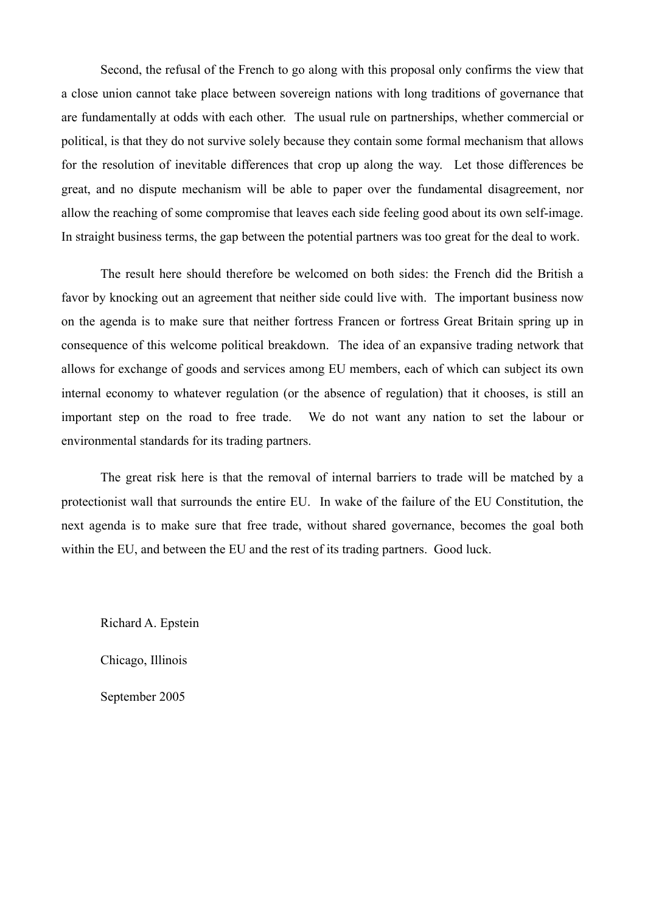Second, the refusal of the French to go along with this proposal only confirms the view that a close union cannot take place between sovereign nations with long traditions of governance that are fundamentally at odds with each other. The usual rule on partnerships, whether commercial or political, is that they do not survive solely because they contain some formal mechanism that allows for the resolution of inevitable differences that crop up along the way. Let those differences be great, and no dispute mechanism will be able to paper over the fundamental disagreement, nor allow the reaching of some compromise that leaves each side feeling good about its own self-image. In straight business terms, the gap between the potential partners was too great for the deal to work.

The result here should therefore be welcomed on both sides: the French did the British a favor by knocking out an agreement that neither side could live with. The important business now on the agenda is to make sure that neither fortress Francen or fortress Great Britain spring up in consequence of this welcome political breakdown. The idea of an expansive trading network that allows for exchange of goods and services among EU members, each of which can subject its own internal economy to whatever regulation (or the absence of regulation) that it chooses, is still an important step on the road to free trade. We do not want any nation to set the labour or environmental standards for its trading partners.

The great risk here is that the removal of internal barriers to trade will be matched by a protectionist wall that surrounds the entire EU. In wake of the failure of the EU Constitution, the next agenda is to make sure that free trade, without shared governance, becomes the goal both within the EU, and between the EU and the rest of its trading partners. Good luck.

Richard A. Epstein

Chicago, Illinois

September 2005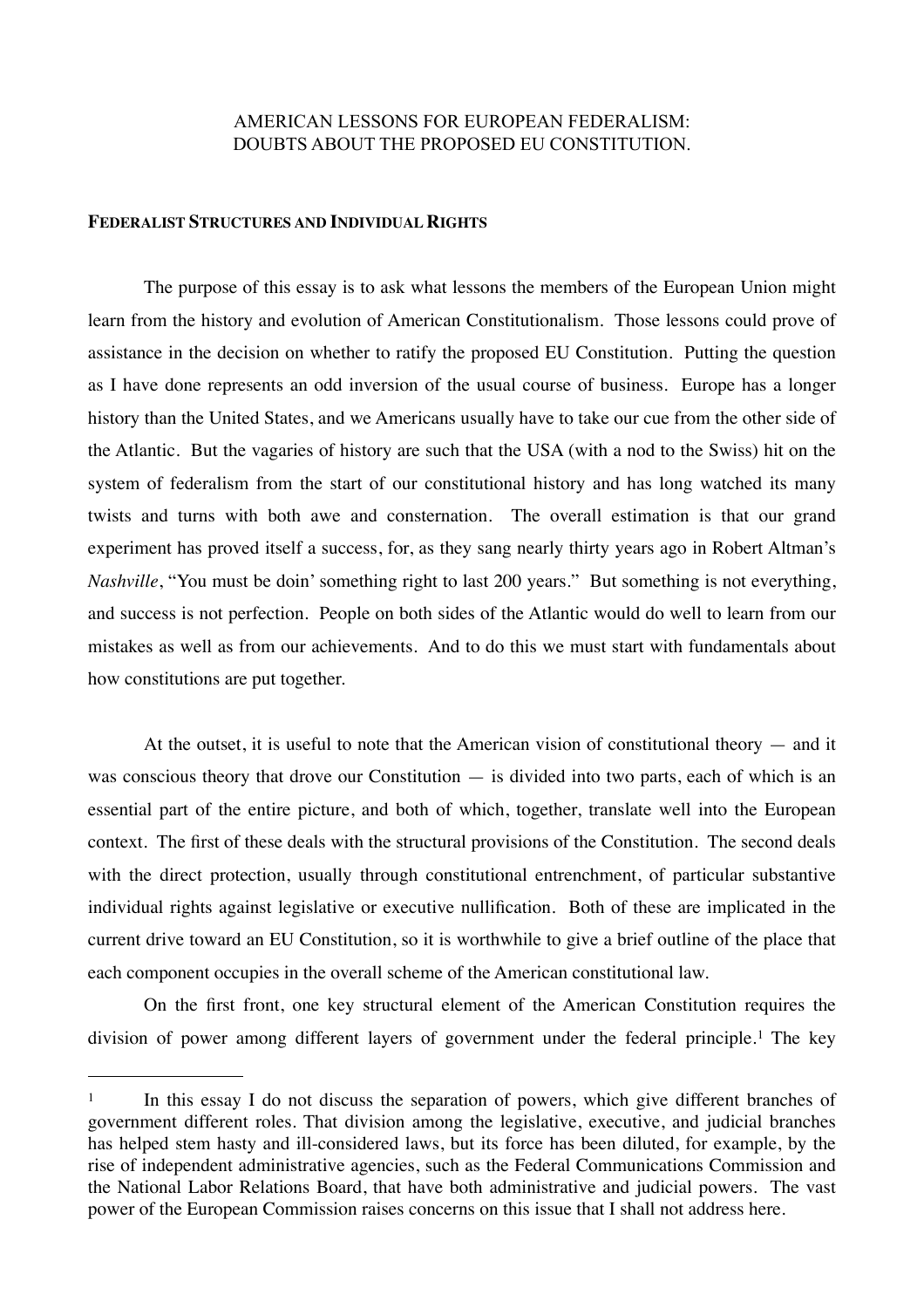AMERICAN LESSONS FOR EUROPEAN FEDERALISM:
DOUBTS ABOUT THE PROPOSED EU CONSTITUTION.

**FEDERALIST STRUCTURES AND INDIVIDUAL RIGHTS**

The purpose of this essay is to ask what lessons the members of the European Union might learn from the history and evolution of American Constitutionalism. Those lessons could prove of assistance in the decision on whether to ratify the proposed EU Constitution. Putting the question as I have done represents an odd inversion of the usual course of business. Europe has a longer history than the United States, and we Americans usually have to take our cue from the other side of the Atlantic. But the vagaries of history are such that the USA (with a nod to the Swiss) hit on the system of federalism from the start of our constitutional history and has long watched its many twists and turns with both awe and consternation. The overall estimation is that our grand experiment has proved itself a success, for, as they sang nearly thirty years ago in Robert Altman's *Nashville*, "You must be doin' something right to last 200 years." But something is not everything, and success is not perfection. People on both sides of the Atlantic would do well to learn from our mistakes as well as from our achievements. And to do this we must start with fundamentals about how constitutions are put together.

At the outset, it is useful to note that the American vision of constitutional theory — and it was conscious theory that drove our Constitution — is divided into two parts, each of which is an essential part of the entire picture, and both of which, together, translate well into the European context. The first of these deals with the structural provisions of the Constitution. The second deals with the direct protection, usually through constitutional entrenchment, of particular substantive individual rights against legislative or executive nullification. Both of these are implicated in the current drive toward an EU Constitution, so it is worthwhile to give a brief outline of the place that each component occupies in the overall scheme of the American constitutional law.

On the first front, one key structural element of the American Constitution requires the division of power among different layers of government under the federal principle.[1] The key

---

[1] In this essay I do not discuss the separation of powers, which give different branches of government different roles. That division among the legislative, executive, and judicial branches has helped stem hasty and ill-considered laws, but its force has been diluted, for example, by the rise of independent administrative agencies, such as the Federal Communications Commission and the National Labor Relations Board, that have both administrative and judicial powers. The vast power of the European Commission raises concerns on this issue that I shall not address here.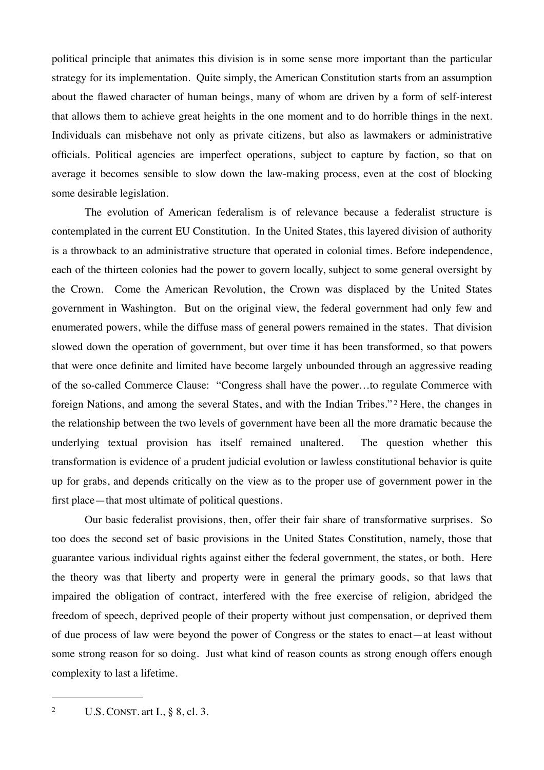political principle that animates this division is in some sense more important than the particular strategy for its implementation. Quite simply, the American Constitution starts from an assumption about the flawed character of human beings, many of whom are driven by a form of self-interest that allows them to achieve great heights in the one moment and to do horrible things in the next. Individuals can misbehave not only as private citizens, but also as lawmakers or administrative officials. Political agencies are imperfect operations, subject to capture by faction, so that on average it becomes sensible to slow down the law-making process, even at the cost of blocking some desirable legislation.

The evolution of American federalism is of relevance because a federalist structure is contemplated in the current EU Constitution. In the United States, this layered division of authority is a throwback to an administrative structure that operated in colonial times. Before independence, each of the thirteen colonies had the power to govern locally, subject to some general oversight by the Crown. Come the American Revolution, the Crown was displaced by the United States government in Washington. But on the original view, the federal government had only few and enumerated powers, while the diffuse mass of general powers remained in the states. That division slowed down the operation of government, but over time it has been transformed, so that powers that were once definite and limited have become largely unbounded through an aggressive reading of the so-called Commerce Clause: "Congress shall have the power…to regulate Commerce with foreign Nations, and among the several States, and with the Indian Tribes."[2] Here, the changes in the relationship between the two levels of government have been all the more dramatic because the underlying textual provision has itself remained unaltered. The question whether this transformation is evidence of a prudent judicial evolution or lawless constitutional behavior is quite up for grabs, and depends critically on the view as to the proper use of government power in the first place—that most ultimate of political questions.

Our basic federalist provisions, then, offer their fair share of transformative surprises. So too does the second set of basic provisions in the United States Constitution, namely, those that guarantee various individual rights against either the federal government, the states, or both. Here the theory was that liberty and property were in general the primary goods, so that laws that impaired the obligation of contract, interfered with the free exercise of religion, abridged the freedom of speech, deprived people of their property without just compensation, or deprived them of due process of law were beyond the power of Congress or the states to enact—at least without some strong reason for so doing. Just what kind of reason counts as strong enough offers enough complexity to last a lifetime.

---

[2] U.S. CONST. art I., § 8, cl. 3.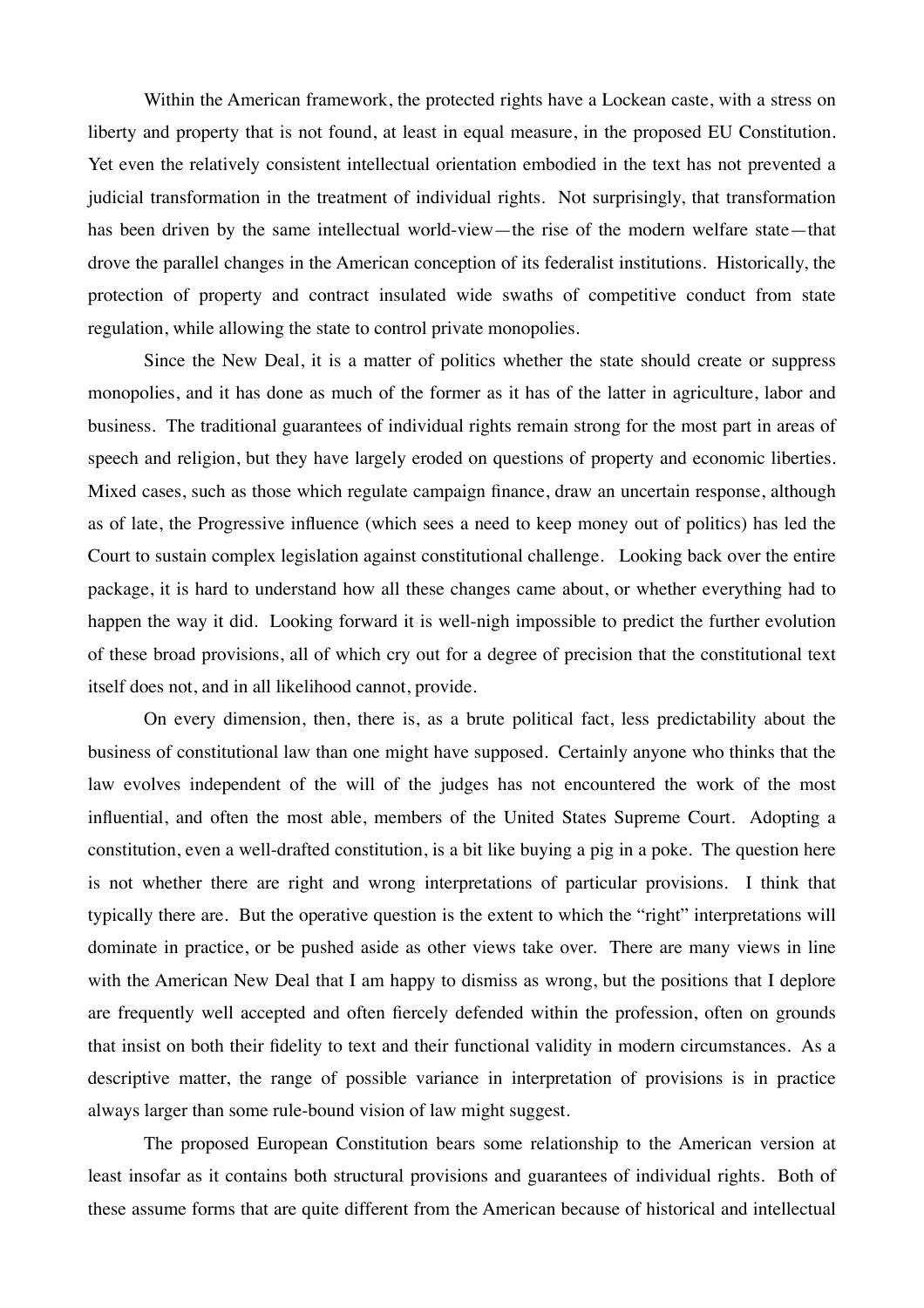Within the American framework, the protected rights have a Lockean caste, with a stress on liberty and property that is not found, at least in equal measure, in the proposed EU Constitution. Yet even the relatively consistent intellectual orientation embodied in the text has not prevented a judicial transformation in the treatment of individual rights. Not surprisingly, that transformation has been driven by the same intellectual world-view—the rise of the modern welfare state—that drove the parallel changes in the American conception of its federalist institutions. Historically, the protection of property and contract insulated wide swaths of competitive conduct from state regulation, while allowing the state to control private monopolies.

Since the New Deal, it is a matter of politics whether the state should create or suppress monopolies, and it has done as much of the former as it has of the latter in agriculture, labor and business. The traditional guarantees of individual rights remain strong for the most part in areas of speech and religion, but they have largely eroded on questions of property and economic liberties. Mixed cases, such as those which regulate campaign finance, draw an uncertain response, although as of late, the Progressive influence (which sees a need to keep money out of politics) has led the Court to sustain complex legislation against constitutional challenge. Looking back over the entire package, it is hard to understand how all these changes came about, or whether everything had to happen the way it did. Looking forward it is well-nigh impossible to predict the further evolution of these broad provisions, all of which cry out for a degree of precision that the constitutional text itself does not, and in all likelihood cannot, provide.

On every dimension, then, there is, as a brute political fact, less predictability about the business of constitutional law than one might have supposed. Certainly anyone who thinks that the law evolves independent of the will of the judges has not encountered the work of the most influential, and often the most able, members of the United States Supreme Court. Adopting a constitution, even a well-drafted constitution, is a bit like buying a pig in a poke. The question here is not whether there are right and wrong interpretations of particular provisions. I think that typically there are. But the operative question is the extent to which the "right" interpretations will dominate in practice, or be pushed aside as other views take over. There are many views in line with the American New Deal that I am happy to dismiss as wrong, but the positions that I deplore are frequently well accepted and often fiercely defended within the profession, often on grounds that insist on both their fidelity to text and their functional validity in modern circumstances. As a descriptive matter, the range of possible variance in interpretation of provisions is in practice always larger than some rule-bound vision of law might suggest.

The proposed European Constitution bears some relationship to the American version at least insofar as it contains both structural provisions and guarantees of individual rights. Both of these assume forms that are quite different from the American because of historical and intellectual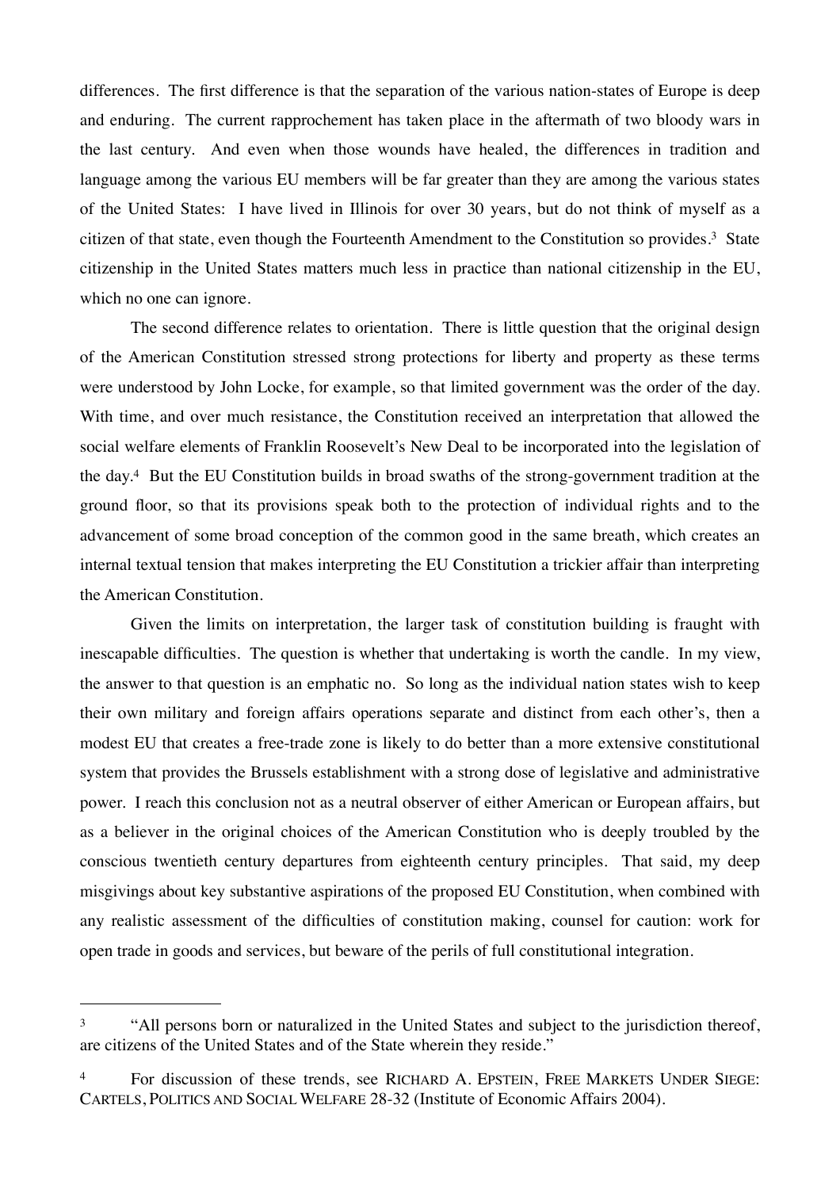differences. The first difference is that the separation of the various nation-states of Europe is deep and enduring. The current rapprochement has taken place in the aftermath of two bloody wars in the last century. And even when those wounds have healed, the differences in tradition and language among the various EU members will be far greater than they are among the various states of the United States: I have lived in Illinois for over 30 years, but do not think of myself as a citizen of that state, even though the Fourteenth Amendment to the Constitution so provides.[3] State citizenship in the United States matters much less in practice than national citizenship in the EU, which no one can ignore.

The second difference relates to orientation. There is little question that the original design of the American Constitution stressed strong protections for liberty and property as these terms were understood by John Locke, for example, so that limited government was the order of the day. With time, and over much resistance, the Constitution received an interpretation that allowed the social welfare elements of Franklin Roosevelt's New Deal to be incorporated into the legislation of the day.[4] But the EU Constitution builds in broad swaths of the strong-government tradition at the ground floor, so that its provisions speak both to the protection of individual rights and to the advancement of some broad conception of the common good in the same breath, which creates an internal textual tension that makes interpreting the EU Constitution a trickier affair than interpreting the American Constitution.

Given the limits on interpretation, the larger task of constitution building is fraught with inescapable difficulties. The question is whether that undertaking is worth the candle. In my view, the answer to that question is an emphatic no. So long as the individual nation states wish to keep their own military and foreign affairs operations separate and distinct from each other's, then a modest EU that creates a free-trade zone is likely to do better than a more extensive constitutional system that provides the Brussels establishment with a strong dose of legislative and administrative power. I reach this conclusion not as a neutral observer of either American or European affairs, but as a believer in the original choices of the American Constitution who is deeply troubled by the conscious twentieth century departures from eighteenth century principles. That said, my deep misgivings about key substantive aspirations of the proposed EU Constitution, when combined with any realistic assessment of the difficulties of constitution making, counsel for caution: work for open trade in goods and services, but beware of the perils of full constitutional integration.

---

[3] "All persons born or naturalized in the United States and subject to the jurisdiction thereof, are citizens of the United States and of the State wherein they reside."

[4] For discussion of these trends, see RICHARD A. EPSTEIN, FREE MARKETS UNDER SIEGE: CARTELS, POLITICS AND SOCIAL WELFARE 28-32 (Institute of Economic Affairs 2004).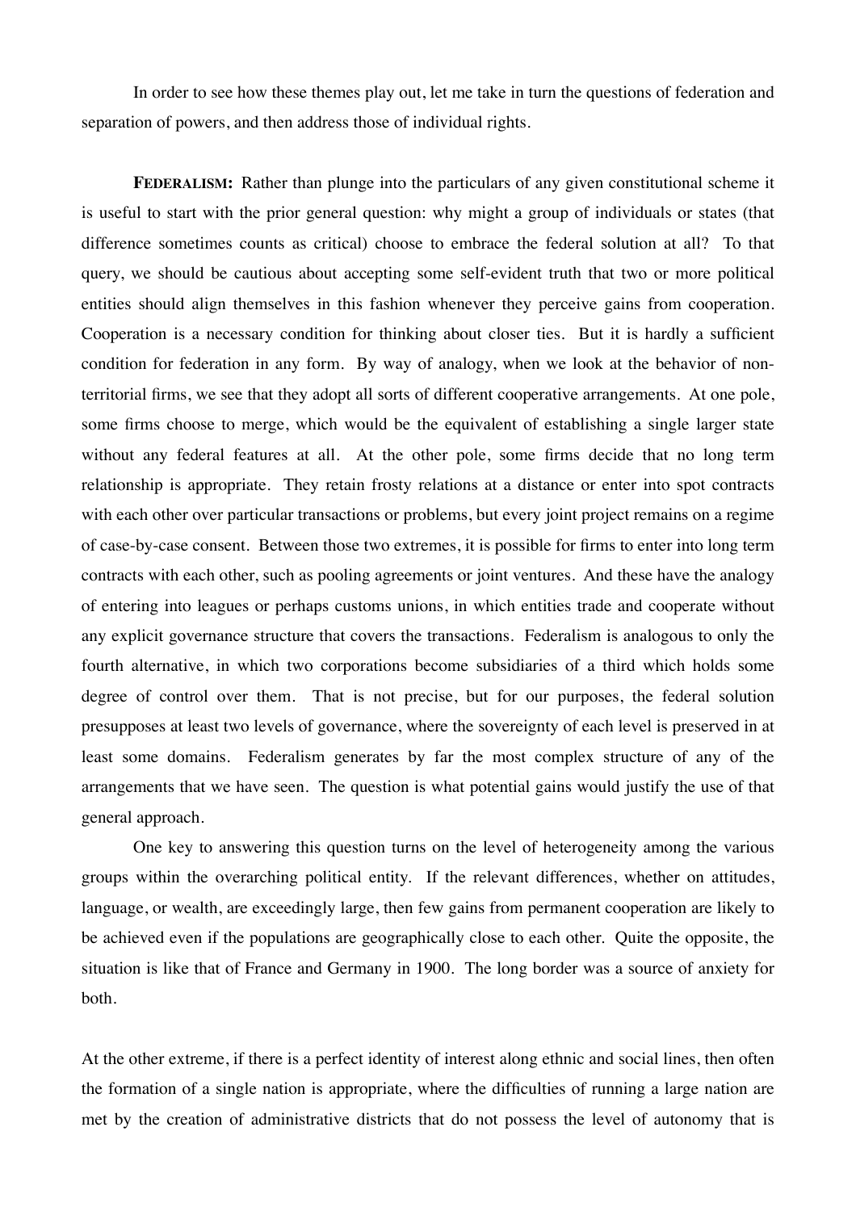In order to see how these themes play out, let me take in turn the questions of federation and separation of powers, and then address those of individual rights.

**FEDERALISM:** Rather than plunge into the particulars of any given constitutional scheme it is useful to start with the prior general question: why might a group of individuals or states (that difference sometimes counts as critical) choose to embrace the federal solution at all? To that query, we should be cautious about accepting some self-evident truth that two or more political entities should align themselves in this fashion whenever they perceive gains from cooperation. Cooperation is a necessary condition for thinking about closer ties. But it is hardly a sufficient condition for federation in any form. By way of analogy, when we look at the behavior of non-territorial firms, we see that they adopt all sorts of different cooperative arrangements. At one pole, some firms choose to merge, which would be the equivalent of establishing a single larger state without any federal features at all. At the other pole, some firms decide that no long term relationship is appropriate. They retain frosty relations at a distance or enter into spot contracts with each other over particular transactions or problems, but every joint project remains on a regime of case-by-case consent. Between those two extremes, it is possible for firms to enter into long term contracts with each other, such as pooling agreements or joint ventures. And these have the analogy of entering into leagues or perhaps customs unions, in which entities trade and cooperate without any explicit governance structure that covers the transactions. Federalism is analogous to only the fourth alternative, in which two corporations become subsidiaries of a third which holds some degree of control over them. That is not precise, but for our purposes, the federal solution presupposes at least two levels of governance, where the sovereignty of each level is preserved in at least some domains. Federalism generates by far the most complex structure of any of the arrangements that we have seen. The question is what potential gains would justify the use of that general approach.

One key to answering this question turns on the level of heterogeneity among the various groups within the overarching political entity. If the relevant differences, whether on attitudes, language, or wealth, are exceedingly large, then few gains from permanent cooperation are likely to be achieved even if the populations are geographically close to each other. Quite the opposite, the situation is like that of France and Germany in 1900. The long border was a source of anxiety for both.

At the other extreme, if there is a perfect identity of interest along ethnic and social lines, then often the formation of a single nation is appropriate, where the difficulties of running a large nation are met by the creation of administrative districts that do not possess the level of autonomy that is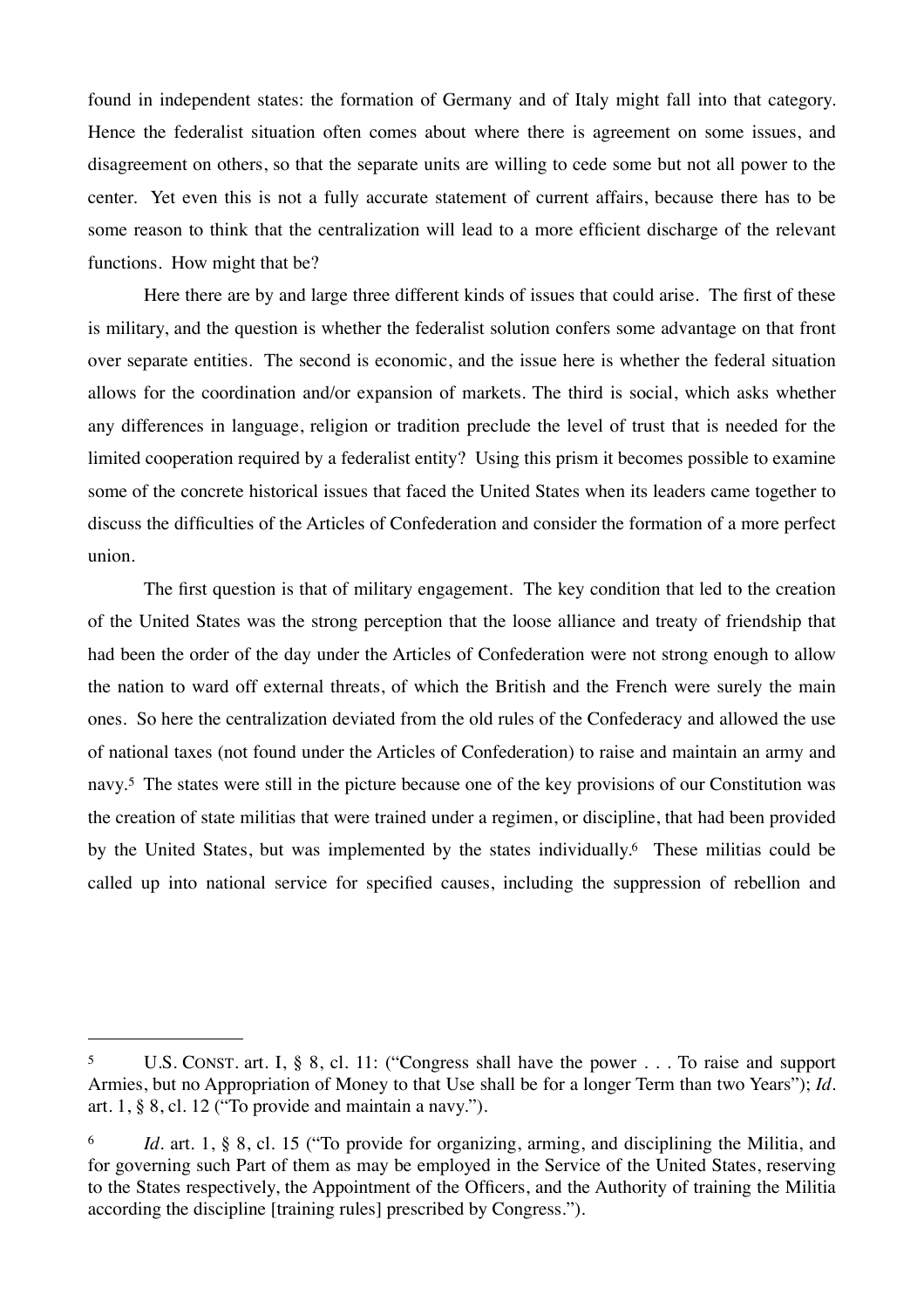found in independent states: the formation of Germany and of Italy might fall into that category. Hence the federalist situation often comes about where there is agreement on some issues, and disagreement on others, so that the separate units are willing to cede some but not all power to the center. Yet even this is not a fully accurate statement of current affairs, because there has to be some reason to think that the centralization will lead to a more efficient discharge of the relevant functions. How might that be?

Here there are by and large three different kinds of issues that could arise. The first of these is military, and the question is whether the federalist solution confers some advantage on that front over separate entities. The second is economic, and the issue here is whether the federal situation allows for the coordination and/or expansion of markets. The third is social, which asks whether any differences in language, religion or tradition preclude the level of trust that is needed for the limited cooperation required by a federalist entity? Using this prism it becomes possible to examine some of the concrete historical issues that faced the United States when its leaders came together to discuss the difficulties of the Articles of Confederation and consider the formation of a more perfect union.

The first question is that of military engagement. The key condition that led to the creation of the United States was the strong perception that the loose alliance and treaty of friendship that had been the order of the day under the Articles of Confederation were not strong enough to allow the nation to ward off external threats, of which the British and the French were surely the main ones. So here the centralization deviated from the old rules of the Confederacy and allowed the use of national taxes (not found under the Articles of Confederation) to raise and maintain an army and navy.[5] The states were still in the picture because one of the key provisions of our Constitution was the creation of state militias that were trained under a regimen, or discipline, that had been provided by the United States, but was implemented by the states individually.[6] These militias could be called up into national service for specified causes, including the suppression of rebellion and

---

[5] U.S. CONST. art. I, § 8, cl. 11: ("Congress shall have the power . . . To raise and support Armies, but no Appropriation of Money to that Use shall be for a longer Term than two Years"); *Id*. art. 1, § 8, cl. 12 ("To provide and maintain a navy.").

[6] *Id*. art. 1, § 8, cl. 15 ("To provide for organizing, arming, and disciplining the Militia, and for governing such Part of them as may be employed in the Service of the United States, reserving to the States respectively, the Appointment of the Officers, and the Authority of training the Militia according the discipline [training rules] prescribed by Congress.").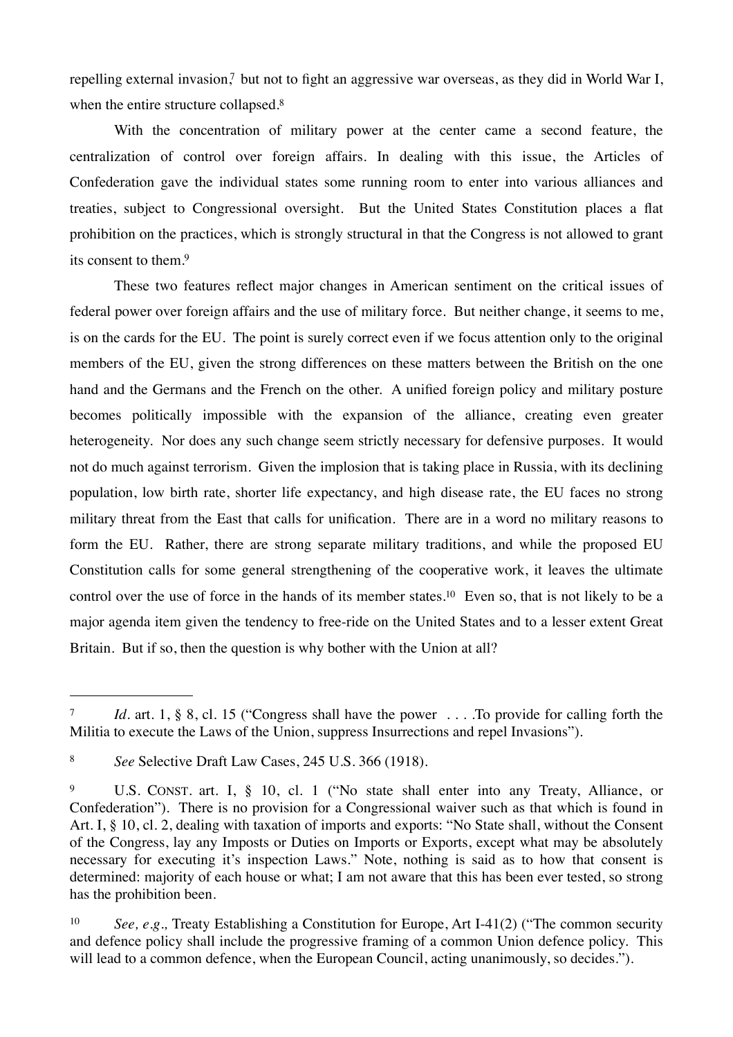repelling external invasion,[7] but not to fight an aggressive war overseas, as they did in World War I, when the entire structure collapsed.[8]

With the concentration of military power at the center came a second feature, the centralization of control over foreign affairs. In dealing with this issue, the Articles of Confederation gave the individual states some running room to enter into various alliances and treaties, subject to Congressional oversight. But the United States Constitution places a flat prohibition on the practices, which is strongly structural in that the Congress is not allowed to grant its consent to them.[9]

These two features reflect major changes in American sentiment on the critical issues of federal power over foreign affairs and the use of military force. But neither change, it seems to me, is on the cards for the EU. The point is surely correct even if we focus attention only to the original members of the EU, given the strong differences on these matters between the British on the one hand and the Germans and the French on the other. A unified foreign policy and military posture becomes politically impossible with the expansion of the alliance, creating even greater heterogeneity. Nor does any such change seem strictly necessary for defensive purposes. It would not do much against terrorism. Given the implosion that is taking place in Russia, with its declining population, low birth rate, shorter life expectancy, and high disease rate, the EU faces no strong military threat from the East that calls for unification. There are in a word no military reasons to form the EU. Rather, there are strong separate military traditions, and while the proposed EU Constitution calls for some general strengthening of the cooperative work, it leaves the ultimate control over the use of force in the hands of its member states.[10] Even so, that is not likely to be a major agenda item given the tendency to free-ride on the United States and to a lesser extent Great Britain. But if so, then the question is why bother with the Union at all?

---

[7] *Id*. art. 1, § 8, cl. 15 ("Congress shall have the power . . . .To provide for calling forth the Militia to execute the Laws of the Union, suppress Insurrections and repel Invasions").

[8] *See* Selective Draft Law Cases, 245 U.S. 366 (1918).

[9] U.S. CONST. art. I, § 10, cl. 1 ("No state shall enter into any Treaty, Alliance, or Confederation"). There is no provision for a Congressional waiver such as that which is found in Art. I, § 10, cl. 2, dealing with taxation of imports and exports: "No State shall, without the Consent of the Congress, lay any Imposts or Duties on Imports or Exports, except what may be absolutely necessary for executing it's inspection Laws." Note, nothing is said as to how that consent is determined: majority of each house or what; I am not aware that this has been ever tested, so strong has the prohibition been.

[10] *See, e.g.,* Treaty Establishing a Constitution for Europe, Art I-41(2) ("The common security and defence policy shall include the progressive framing of a common Union defence policy. This will lead to a common defence, when the European Council, acting unanimously, so decides.").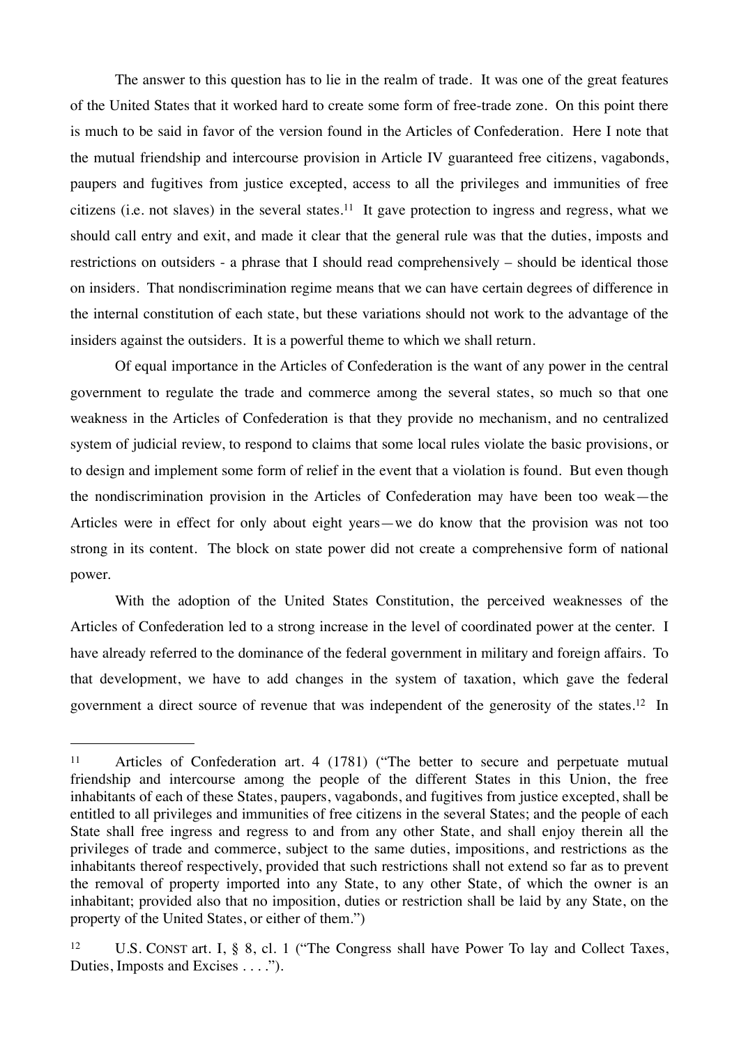The answer to this question has to lie in the realm of trade. It was one of the great features of the United States that it worked hard to create some form of free-trade zone. On this point there is much to be said in favor of the version found in the Articles of Confederation. Here I note that the mutual friendship and intercourse provision in Article IV guaranteed free citizens, vagabonds, paupers and fugitives from justice excepted, access to all the privileges and immunities of free citizens (i.e. not slaves) in the several states.[11] It gave protection to ingress and regress, what we should call entry and exit, and made it clear that the general rule was that the duties, imposts and restrictions on outsiders - a phrase that I should read comprehensively – should be identical those on insiders. That nondiscrimination regime means that we can have certain degrees of difference in the internal constitution of each state, but these variations should not work to the advantage of the insiders against the outsiders. It is a powerful theme to which we shall return.

Of equal importance in the Articles of Confederation is the want of any power in the central government to regulate the trade and commerce among the several states, so much so that one weakness in the Articles of Confederation is that they provide no mechanism, and no centralized system of judicial review, to respond to claims that some local rules violate the basic provisions, or to design and implement some form of relief in the event that a violation is found. But even though the nondiscrimination provision in the Articles of Confederation may have been too weak—the Articles were in effect for only about eight years—we do know that the provision was not too strong in its content. The block on state power did not create a comprehensive form of national power.

With the adoption of the United States Constitution, the perceived weaknesses of the Articles of Confederation led to a strong increase in the level of coordinated power at the center. I have already referred to the dominance of the federal government in military and foreign affairs. To that development, we have to add changes in the system of taxation, which gave the federal government a direct source of revenue that was independent of the generosity of the states.[12] In

---

[11] Articles of Confederation art. 4 (1781) ("The better to secure and perpetuate mutual friendship and intercourse among the people of the different States in this Union, the free inhabitants of each of these States, paupers, vagabonds, and fugitives from justice excepted, shall be entitled to all privileges and immunities of free citizens in the several States; and the people of each State shall free ingress and regress to and from any other State, and shall enjoy therein all the privileges of trade and commerce, subject to the same duties, impositions, and restrictions as the inhabitants thereof respectively, provided that such restrictions shall not extend so far as to prevent the removal of property imported into any State, to any other State, of which the owner is an inhabitant; provided also that no imposition, duties or restriction shall be laid by any State, on the property of the United States, or either of them.")

[12] U.S. CONST art. I, § 8, cl. 1 ("The Congress shall have Power To lay and Collect Taxes, Duties, Imposts and Excises . . . .").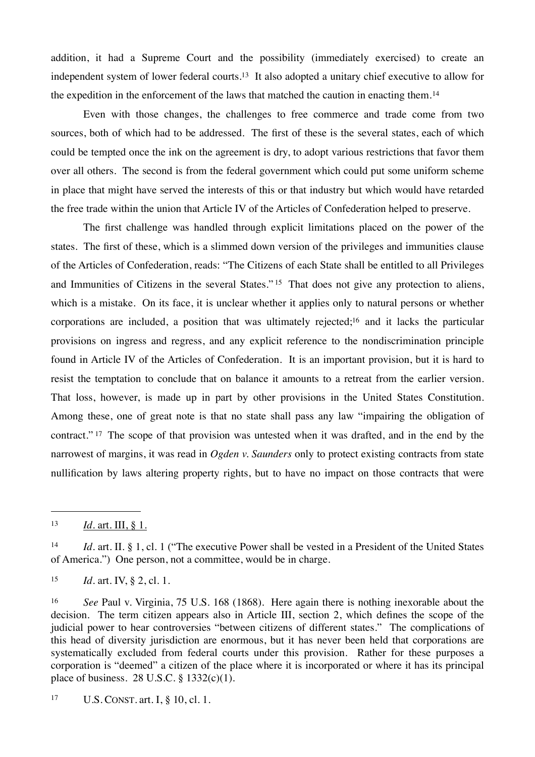addition, it had a Supreme Court and the possibility (immediately exercised) to create an independent system of lower federal courts.[13] It also adopted a unitary chief executive to allow for the expedition in the enforcement of the laws that matched the caution in enacting them.[14]

Even with those changes, the challenges to free commerce and trade come from two sources, both of which had to be addressed. The first of these is the several states, each of which could be tempted once the ink on the agreement is dry, to adopt various restrictions that favor them over all others. The second is from the federal government which could put some uniform scheme in place that might have served the interests of this or that industry but which would have retarded the free trade within the union that Article IV of the Articles of Confederation helped to preserve.

The first challenge was handled through explicit limitations placed on the power of the states. The first of these, which is a slimmed down version of the privileges and immunities clause of the Articles of Confederation, reads: "The Citizens of each State shall be entitled to all Privileges and Immunities of Citizens in the several States."[15] That does not give any protection to aliens, which is a mistake. On its face, it is unclear whether it applies only to natural persons or whether corporations are included, a position that was ultimately rejected;[16] and it lacks the particular provisions on ingress and regress, and any explicit reference to the nondiscrimination principle found in Article IV of the Articles of Confederation. It is an important provision, but it is hard to resist the temptation to conclude that on balance it amounts to a retreat from the earlier version. That loss, however, is made up in part by other provisions in the United States Constitution. Among these, one of great note is that no state shall pass any law "impairing the obligation of contract."[17] The scope of that provision was untested when it was drafted, and in the end by the narrowest of margins, it was read in *Ogden v. Saunders* only to protect existing contracts from state nullification by laws altering property rights, but to have no impact on those contracts that were

---

[13] *Id*. art. III, § 1.

[14] *Id*. art. II. § 1, cl. 1 ("The executive Power shall be vested in a President of the United States of America.") One person, not a committee, would be in charge.

[15] *Id*. art. IV, § 2, cl. 1.

[16] *See* Paul v. Virginia, 75 U.S. 168 (1868). Here again there is nothing inexorable about the decision. The term citizen appears also in Article III, section 2, which defines the scope of the judicial power to hear controversies "between citizens of different states." The complications of this head of diversity jurisdiction are enormous, but it has never been held that corporations are systematically excluded from federal courts under this provision. Rather for these purposes a corporation is "deemed" a citizen of the place where it is incorporated or where it has its principal place of business. 28 U.S.C. § 1332(c)(1).

[17] U.S. CONST. art. I, § 10, cl. 1.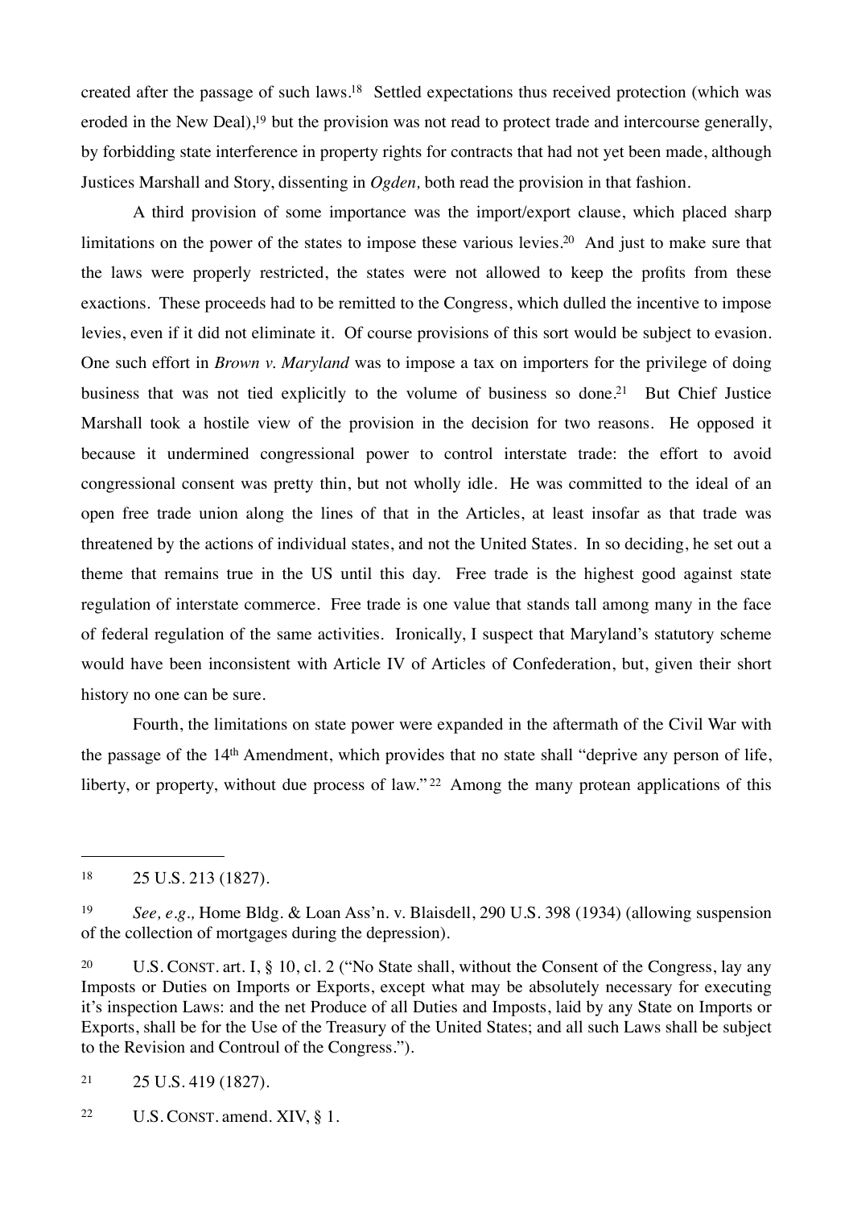created after the passage of such laws.[18] Settled expectations thus received protection (which was eroded in the New Deal),[19] but the provision was not read to protect trade and intercourse generally, by forbidding state interference in property rights for contracts that had not yet been made, although Justices Marshall and Story, dissenting in *Ogden,* both read the provision in that fashion.

A third provision of some importance was the import/export clause, which placed sharp limitations on the power of the states to impose these various levies.[20] And just to make sure that the laws were properly restricted, the states were not allowed to keep the profits from these exactions. These proceeds had to be remitted to the Congress, which dulled the incentive to impose levies, even if it did not eliminate it. Of course provisions of this sort would be subject to evasion. One such effort in *Brown v. Maryland* was to impose a tax on importers for the privilege of doing business that was not tied explicitly to the volume of business so done.[21] But Chief Justice Marshall took a hostile view of the provision in the decision for two reasons. He opposed it because it undermined congressional power to control interstate trade: the effort to avoid congressional consent was pretty thin, but not wholly idle. He was committed to the ideal of an open free trade union along the lines of that in the Articles, at least insofar as that trade was threatened by the actions of individual states, and not the United States. In so deciding, he set out a theme that remains true in the US until this day. Free trade is the highest good against state regulation of interstate commerce. Free trade is one value that stands tall among many in the face of federal regulation of the same activities. Ironically, I suspect that Maryland's statutory scheme would have been inconsistent with Article IV of Articles of Confederation, but, given their short history no one can be sure.

Fourth, the limitations on state power were expanded in the aftermath of the Civil War with the passage of the 14th Amendment, which provides that no state shall "deprive any person of life, liberty, or property, without due process of law."[22] Among the many protean applications of this

---

[18] 25 U.S. 213 (1827).

[19] *See, e.g.,* Home Bldg. & Loan Ass'n. v. Blaisdell, 290 U.S. 398 (1934) (allowing suspension of the collection of mortgages during the depression).

[20] U.S. CONST. art. I, § 10, cl. 2 ("No State shall, without the Consent of the Congress, lay any Imposts or Duties on Imports or Exports, except what may be absolutely necessary for executing it's inspection Laws: and the net Produce of all Duties and Imposts, laid by any State on Imports or Exports, shall be for the Use of the Treasury of the United States; and all such Laws shall be subject to the Revision and Controul of the Congress.").

[21] 25 U.S. 419 (1827).

[22] U.S. CONST. amend. XIV, § 1.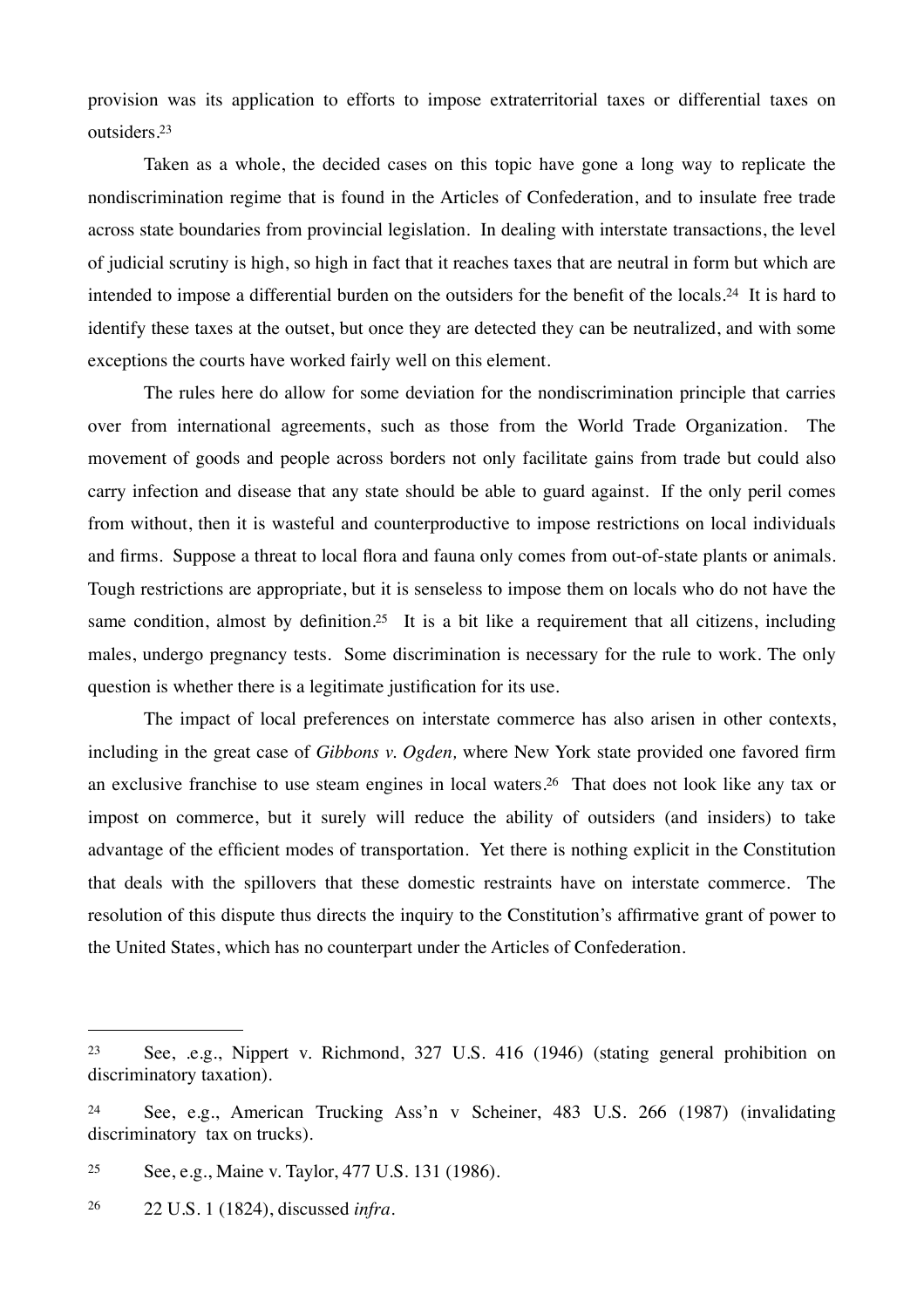provision was its application to efforts to impose extraterritorial taxes or differential taxes on outsiders.[23]

Taken as a whole, the decided cases on this topic have gone a long way to replicate the nondiscrimination regime that is found in the Articles of Confederation, and to insulate free trade across state boundaries from provincial legislation. In dealing with interstate transactions, the level of judicial scrutiny is high, so high in fact that it reaches taxes that are neutral in form but which are intended to impose a differential burden on the outsiders for the benefit of the locals.[24] It is hard to identify these taxes at the outset, but once they are detected they can be neutralized, and with some exceptions the courts have worked fairly well on this element.

The rules here do allow for some deviation for the nondiscrimination principle that carries over from international agreements, such as those from the World Trade Organization. The movement of goods and people across borders not only facilitate gains from trade but could also carry infection and disease that any state should be able to guard against. If the only peril comes from without, then it is wasteful and counterproductive to impose restrictions on local individuals and firms. Suppose a threat to local flora and fauna only comes from out-of-state plants or animals. Tough restrictions are appropriate, but it is senseless to impose them on locals who do not have the same condition, almost by definition.[25] It is a bit like a requirement that all citizens, including males, undergo pregnancy tests. Some discrimination is necessary for the rule to work. The only question is whether there is a legitimate justification for its use.

The impact of local preferences on interstate commerce has also arisen in other contexts, including in the great case of *Gibbons v. Ogden,* where New York state provided one favored firm an exclusive franchise to use steam engines in local waters.[26] That does not look like any tax or impost on commerce, but it surely will reduce the ability of outsiders (and insiders) to take advantage of the efficient modes of transportation. Yet there is nothing explicit in the Constitution that deals with the spillovers that these domestic restraints have on interstate commerce. The resolution of this dispute thus directs the inquiry to the Constitution's affirmative grant of power to the United States, which has no counterpart under the Articles of Confederation.

---

[23] See, .e.g., Nippert v. Richmond, 327 U.S. 416 (1946) (stating general prohibition on discriminatory taxation).

[24] See, e.g., American Trucking Ass'n v Scheiner, 483 U.S. 266 (1987) (invalidating discriminatory tax on trucks).

[25] See, e.g., Maine v. Taylor, 477 U.S. 131 (1986).

[26] 22 U.S. 1 (1824), discussed *infra*.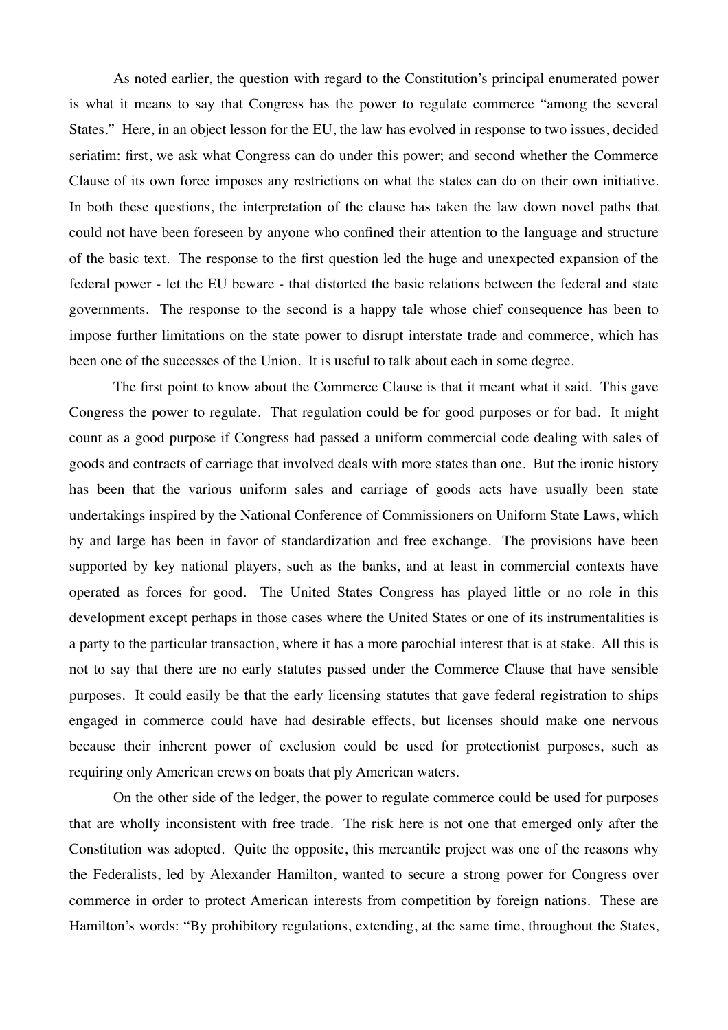As noted earlier, the question with regard to the Constitution's principal enumerated power is what it means to say that Congress has the power to regulate commerce "among the several States." Here, in an object lesson for the EU, the law has evolved in response to two issues, decided seriatim: first, we ask what Congress can do under this power; and second whether the Commerce Clause of its own force imposes any restrictions on what the states can do on their own initiative. In both these questions, the interpretation of the clause has taken the law down novel paths that could not have been foreseen by anyone who confined their attention to the language and structure of the basic text. The response to the first question led the huge and unexpected expansion of the federal power - let the EU beware - that distorted the basic relations between the federal and state governments. The response to the second is a happy tale whose chief consequence has been to impose further limitations on the state power to disrupt interstate trade and commerce, which has been one of the successes of the Union. It is useful to talk about each in some degree.

The first point to know about the Commerce Clause is that it meant what it said. This gave Congress the power to regulate. That regulation could be for good purposes or for bad. It might count as a good purpose if Congress had passed a uniform commercial code dealing with sales of goods and contracts of carriage that involved deals with more states than one. But the ironic history has been that the various uniform sales and carriage of goods acts have usually been state undertakings inspired by the National Conference of Commissioners on Uniform State Laws, which by and large has been in favor of standardization and free exchange. The provisions have been supported by key national players, such as the banks, and at least in commercial contexts have operated as forces for good. The United States Congress has played little or no role in this development except perhaps in those cases where the United States or one of its instrumentalities is a party to the particular transaction, where it has a more parochial interest that is at stake. All this is not to say that there are no early statutes passed under the Commerce Clause that have sensible purposes. It could easily be that the early licensing statutes that gave federal registration to ships engaged in commerce could have had desirable effects, but licenses should make one nervous because their inherent power of exclusion could be used for protectionist purposes, such as requiring only American crews on boats that ply American waters.

On the other side of the ledger, the power to regulate commerce could be used for purposes that are wholly inconsistent with free trade. The risk here is not one that emerged only after the Constitution was adopted. Quite the opposite, this mercantile project was one of the reasons why the Federalists, led by Alexander Hamilton, wanted to secure a strong power for Congress over commerce in order to protect American interests from competition by foreign nations. These are Hamilton's words: "By prohibitory regulations, extending, at the same time, throughout the States,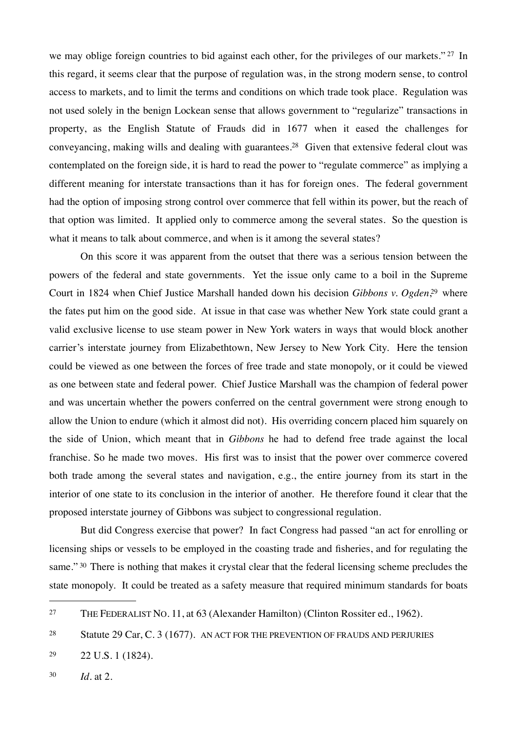we may oblige foreign countries to bid against each other, for the privileges of our markets." [27] In this regard, it seems clear that the purpose of regulation was, in the strong modern sense, to control access to markets, and to limit the terms and conditions on which trade took place. Regulation was not used solely in the benign Lockean sense that allows government to "regularize" transactions in property, as the English Statute of Frauds did in 1677 when it eased the challenges for conveyancing, making wills and dealing with guarantees.[28] Given that extensive federal clout was contemplated on the foreign side, it is hard to read the power to "regulate commerce" as implying a different meaning for interstate transactions than it has for foreign ones. The federal government had the option of imposing strong control over commerce that fell within its power, but the reach of that option was limited. It applied only to commerce among the several states. So the question is what it means to talk about commerce, and when is it among the several states?

On this score it was apparent from the outset that there was a serious tension between the powers of the federal and state governments. Yet the issue only came to a boil in the Supreme Court in 1824 when Chief Justice Marshall handed down his decision *Gibbons v. Ogden*,[29] where the fates put him on the good side. At issue in that case was whether New York state could grant a valid exclusive license to use steam power in New York waters in ways that would block another carrier's interstate journey from Elizabethtown, New Jersey to New York City. Here the tension could be viewed as one between the forces of free trade and state monopoly, or it could be viewed as one between state and federal power. Chief Justice Marshall was the champion of federal power and was uncertain whether the powers conferred on the central government were strong enough to allow the Union to endure (which it almost did not). His overriding concern placed him squarely on the side of Union, which meant that in *Gibbons* he had to defend free trade against the local franchise. So he made two moves. His first was to insist that the power over commerce covered both trade among the several states and navigation, e.g., the entire journey from its start in the interior of one state to its conclusion in the interior of another. He therefore found it clear that the proposed interstate journey of Gibbons was subject to congressional regulation.

But did Congress exercise that power? In fact Congress had passed "an act for enrolling or licensing ships or vessels to be employed in the coasting trade and fisheries, and for regulating the same." [30] There is nothing that makes it crystal clear that the federal licensing scheme precludes the state monopoly. It could be treated as a safety measure that required minimum standards for boats

---

[27] THE FEDERALIST NO. 11, at 63 (Alexander Hamilton) (Clinton Rossiter ed., 1962).

[28] Statute 29 Car, C. 3 (1677). AN ACT FOR THE PREVENTION OF FRAUDS AND PERJURIES

[29] 22 U.S. 1 (1824).

[30] *Id.* at 2.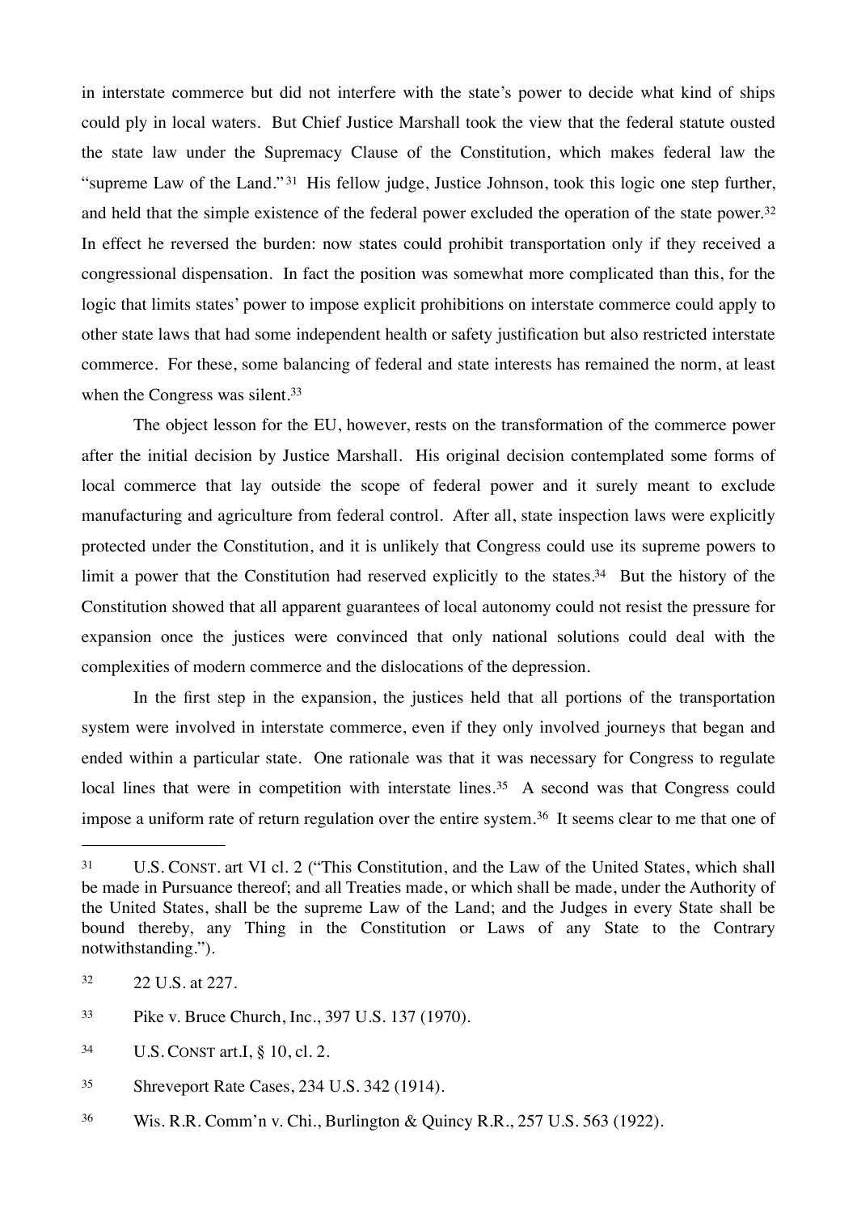in interstate commerce but did not interfere with the state's power to decide what kind of ships could ply in local waters. But Chief Justice Marshall took the view that the federal statute ousted the state law under the Supremacy Clause of the Constitution, which makes federal law the "supreme Law of the Land."[31] His fellow judge, Justice Johnson, took this logic one step further, and held that the simple existence of the federal power excluded the operation of the state power.[32] In effect he reversed the burden: now states could prohibit transportation only if they received a congressional dispensation. In fact the position was somewhat more complicated than this, for the logic that limits states' power to impose explicit prohibitions on interstate commerce could apply to other state laws that had some independent health or safety justification but also restricted interstate commerce. For these, some balancing of federal and state interests has remained the norm, at least when the Congress was silent.[33]

The object lesson for the EU, however, rests on the transformation of the commerce power after the initial decision by Justice Marshall. His original decision contemplated some forms of local commerce that lay outside the scope of federal power and it surely meant to exclude manufacturing and agriculture from federal control. After all, state inspection laws were explicitly protected under the Constitution, and it is unlikely that Congress could use its supreme powers to limit a power that the Constitution had reserved explicitly to the states.[34] But the history of the Constitution showed that all apparent guarantees of local autonomy could not resist the pressure for expansion once the justices were convinced that only national solutions could deal with the complexities of modern commerce and the dislocations of the depression.

In the first step in the expansion, the justices held that all portions of the transportation system were involved in interstate commerce, even if they only involved journeys that began and ended within a particular state. One rationale was that it was necessary for Congress to regulate local lines that were in competition with interstate lines.[35] A second was that Congress could impose a uniform rate of return regulation over the entire system.[36] It seems clear to me that one of

---

[31] U.S. CONST. art VI cl. 2 ("This Constitution, and the Law of the United States, which shall be made in Pursuance thereof; and all Treaties made, or which shall be made, under the Authority of the United States, shall be the supreme Law of the Land; and the Judges in every State shall be bound thereby, any Thing in the Constitution or Laws of any State to the Contrary notwithstanding.").

[32] 22 U.S. at 227.

[33] Pike v. Bruce Church, Inc., 397 U.S. 137 (1970).

[34] U.S. CONST art.I, § 10, cl. 2.

[35] Shreveport Rate Cases, 234 U.S. 342 (1914).

[36] Wis. R.R. Comm'n v. Chi., Burlington & Quincy R.R., 257 U.S. 563 (1922).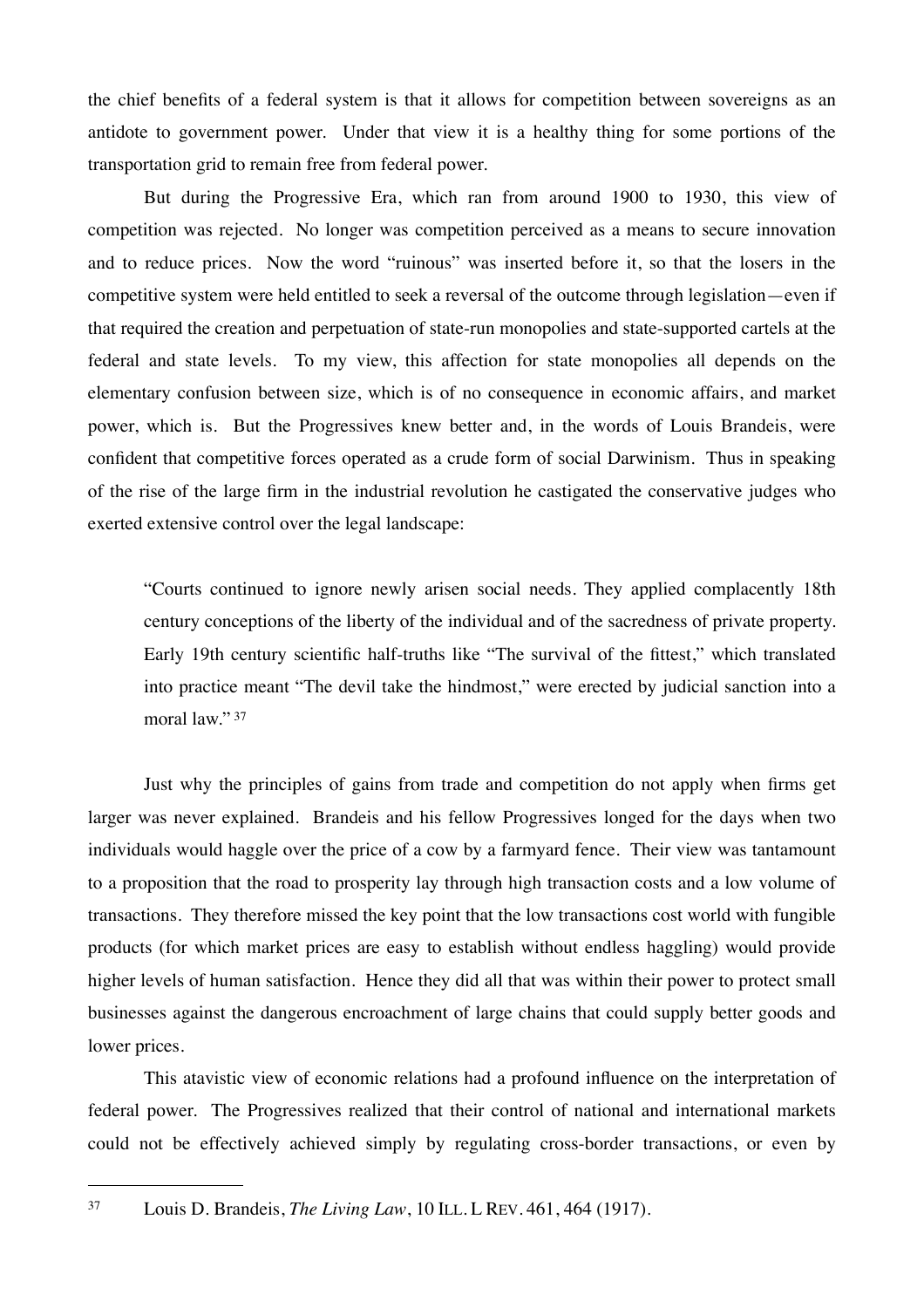the chief benefits of a federal system is that it allows for competition between sovereigns as an antidote to government power. Under that view it is a healthy thing for some portions of the transportation grid to remain free from federal power.

But during the Progressive Era, which ran from around 1900 to 1930, this view of competition was rejected. No longer was competition perceived as a means to secure innovation and to reduce prices. Now the word "ruinous" was inserted before it, so that the losers in the competitive system were held entitled to seek a reversal of the outcome through legislation—even if that required the creation and perpetuation of state-run monopolies and state-supported cartels at the federal and state levels. To my view, this affection for state monopolies all depends on the elementary confusion between size, which is of no consequence in economic affairs, and market power, which is. But the Progressives knew better and, in the words of Louis Brandeis, were confident that competitive forces operated as a crude form of social Darwinism. Thus in speaking of the rise of the large firm in the industrial revolution he castigated the conservative judges who exerted extensive control over the legal landscape:

> "Courts continued to ignore newly arisen social needs. They applied complacently 18th century conceptions of the liberty of the individual and of the sacredness of private property. Early 19th century scientific half-truths like "The survival of the fittest," which translated into practice meant "The devil take the hindmost," were erected by judicial sanction into a moral law." [37]

Just why the principles of gains from trade and competition do not apply when firms get larger was never explained. Brandeis and his fellow Progressives longed for the days when two individuals would haggle over the price of a cow by a farmyard fence. Their view was tantamount to a proposition that the road to prosperity lay through high transaction costs and a low volume of transactions. They therefore missed the key point that the low transactions cost world with fungible products (for which market prices are easy to establish without endless haggling) would provide higher levels of human satisfaction. Hence they did all that was within their power to protect small businesses against the dangerous encroachment of large chains that could supply better goods and lower prices.

This atavistic view of economic relations had a profound influence on the interpretation of federal power. The Progressives realized that their control of national and international markets could not be effectively achieved simply by regulating cross-border transactions, or even by

---

[37] Louis D. Brandeis, *The Living Law*, 10 ILL. L REV. 461, 464 (1917).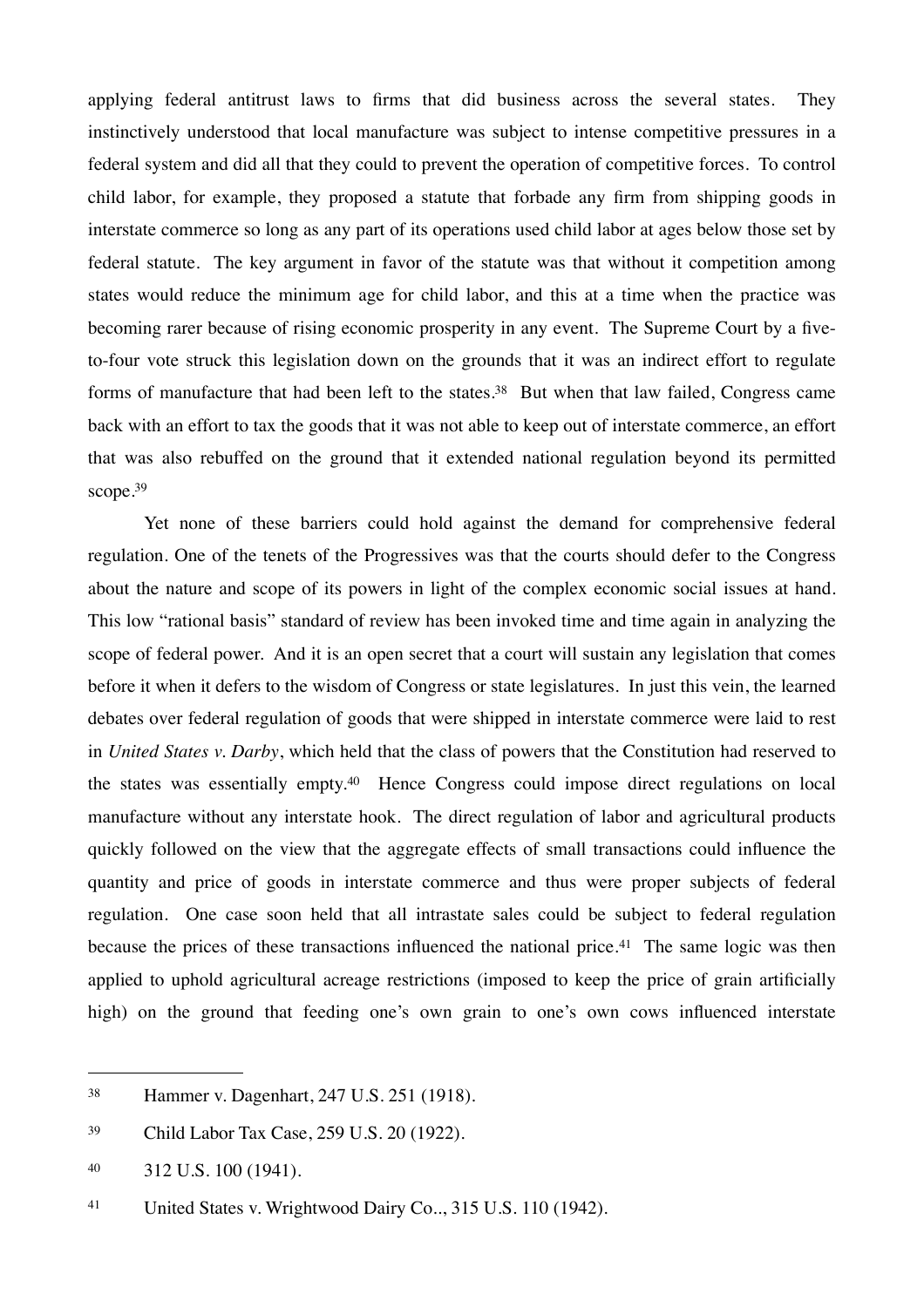applying federal antitrust laws to firms that did business across the several states. They instinctively understood that local manufacture was subject to intense competitive pressures in a federal system and did all that they could to prevent the operation of competitive forces. To control child labor, for example, they proposed a statute that forbade any firm from shipping goods in interstate commerce so long as any part of its operations used child labor at ages below those set by federal statute. The key argument in favor of the statute was that without it competition among states would reduce the minimum age for child labor, and this at a time when the practice was becoming rarer because of rising economic prosperity in any event. The Supreme Court by a five-to-four vote struck this legislation down on the grounds that it was an indirect effort to regulate forms of manufacture that had been left to the states.[38] But when that law failed, Congress came back with an effort to tax the goods that it was not able to keep out of interstate commerce, an effort that was also rebuffed on the ground that it extended national regulation beyond its permitted scope.[39]

Yet none of these barriers could hold against the demand for comprehensive federal regulation. One of the tenets of the Progressives was that the courts should defer to the Congress about the nature and scope of its powers in light of the complex economic social issues at hand. This low "rational basis" standard of review has been invoked time and time again in analyzing the scope of federal power. And it is an open secret that a court will sustain any legislation that comes before it when it defers to the wisdom of Congress or state legislatures. In just this vein, the learned debates over federal regulation of goods that were shipped in interstate commerce were laid to rest in *United States v. Darby*, which held that the class of powers that the Constitution had reserved to the states was essentially empty.[40] Hence Congress could impose direct regulations on local manufacture without any interstate hook. The direct regulation of labor and agricultural products quickly followed on the view that the aggregate effects of small transactions could influence the quantity and price of goods in interstate commerce and thus were proper subjects of federal regulation. One case soon held that all intrastate sales could be subject to federal regulation because the prices of these transactions influenced the national price.[41] The same logic was then applied to uphold agricultural acreage restrictions (imposed to keep the price of grain artificially high) on the ground that feeding one's own grain to one's own cows influenced interstate

---

[38] Hammer v. Dagenhart, 247 U.S. 251 (1918).

[39] Child Labor Tax Case, 259 U.S. 20 (1922).

[40] 312 U.S. 100 (1941).

[41] United States v. Wrightwood Dairy Co.., 315 U.S. 110 (1942).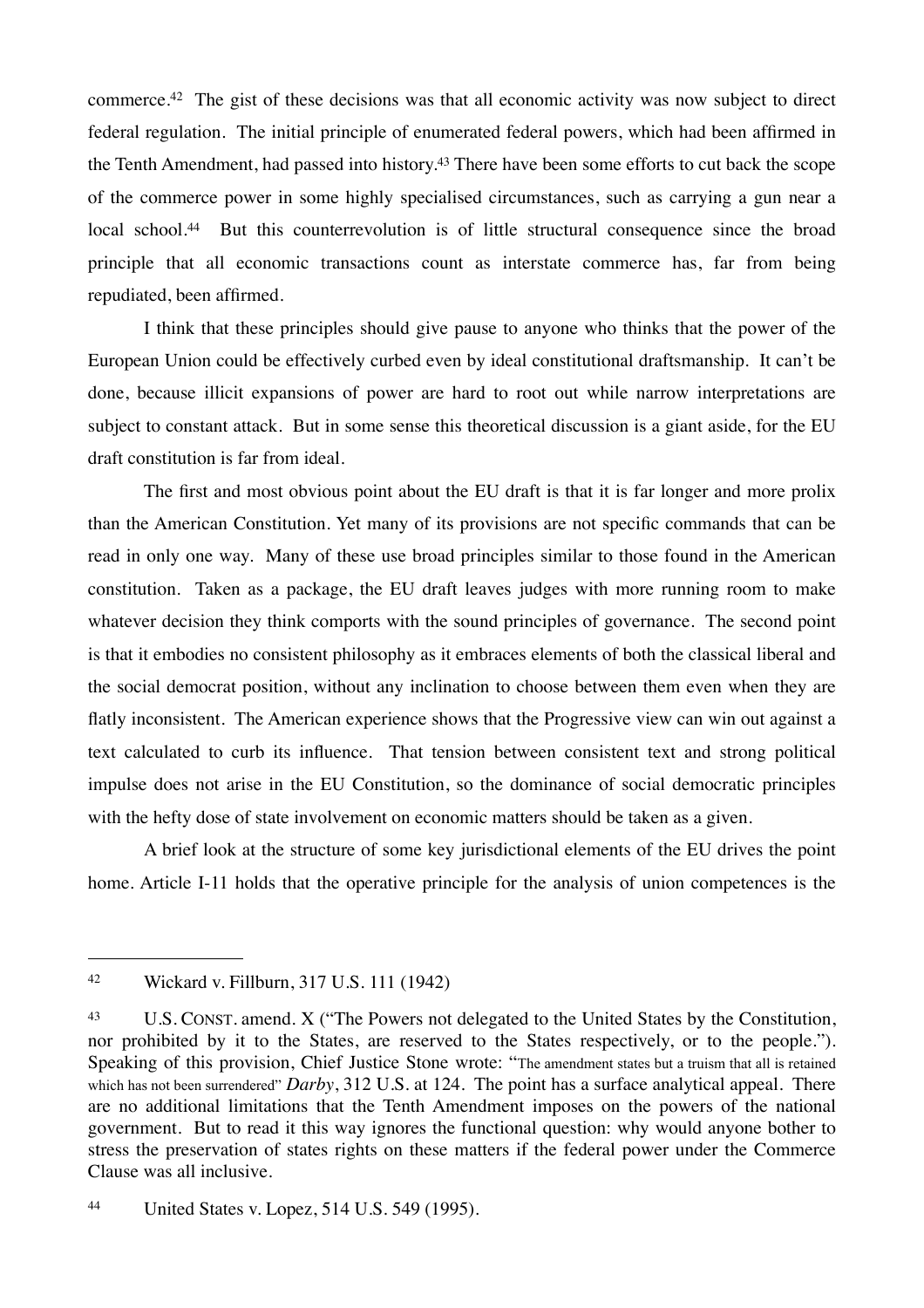commerce.[42] The gist of these decisions was that all economic activity was now subject to direct federal regulation. The initial principle of enumerated federal powers, which had been affirmed in the Tenth Amendment, had passed into history.[43] There have been some efforts to cut back the scope of the commerce power in some highly specialised circumstances, such as carrying a gun near a local school.[44] But this counterrevolution is of little structural consequence since the broad principle that all economic transactions count as interstate commerce has, far from being repudiated, been affirmed.

I think that these principles should give pause to anyone who thinks that the power of the European Union could be effectively curbed even by ideal constitutional draftsmanship. It can't be done, because illicit expansions of power are hard to root out while narrow interpretations are subject to constant attack. But in some sense this theoretical discussion is a giant aside, for the EU draft constitution is far from ideal.

The first and most obvious point about the EU draft is that it is far longer and more prolix than the American Constitution. Yet many of its provisions are not specific commands that can be read in only one way. Many of these use broad principles similar to those found in the American constitution. Taken as a package, the EU draft leaves judges with more running room to make whatever decision they think comports with the sound principles of governance. The second point is that it embodies no consistent philosophy as it embraces elements of both the classical liberal and the social democrat position, without any inclination to choose between them even when they are flatly inconsistent. The American experience shows that the Progressive view can win out against a text calculated to curb its influence. That tension between consistent text and strong political impulse does not arise in the EU Constitution, so the dominance of social democratic principles with the hefty dose of state involvement on economic matters should be taken as a given.

A brief look at the structure of some key jurisdictional elements of the EU drives the point home. Article I-11 holds that the operative principle for the analysis of union competences is the

---

[42] Wickard v. Fillburn, 317 U.S. 111 (1942)

[43] U.S. CONST. amend. X ("The Powers not delegated to the United States by the Constitution, nor prohibited by it to the States, are reserved to the States respectively, or to the people."). Speaking of this provision, Chief Justice Stone wrote: "The amendment states but a truism that all is retained which has not been surrendered" *Darby*, 312 U.S. at 124. The point has a surface analytical appeal. There are no additional limitations that the Tenth Amendment imposes on the powers of the national government. But to read it this way ignores the functional question: why would anyone bother to stress the preservation of states rights on these matters if the federal power under the Commerce Clause was all inclusive.

[44] United States v. Lopez, 514 U.S. 549 (1995).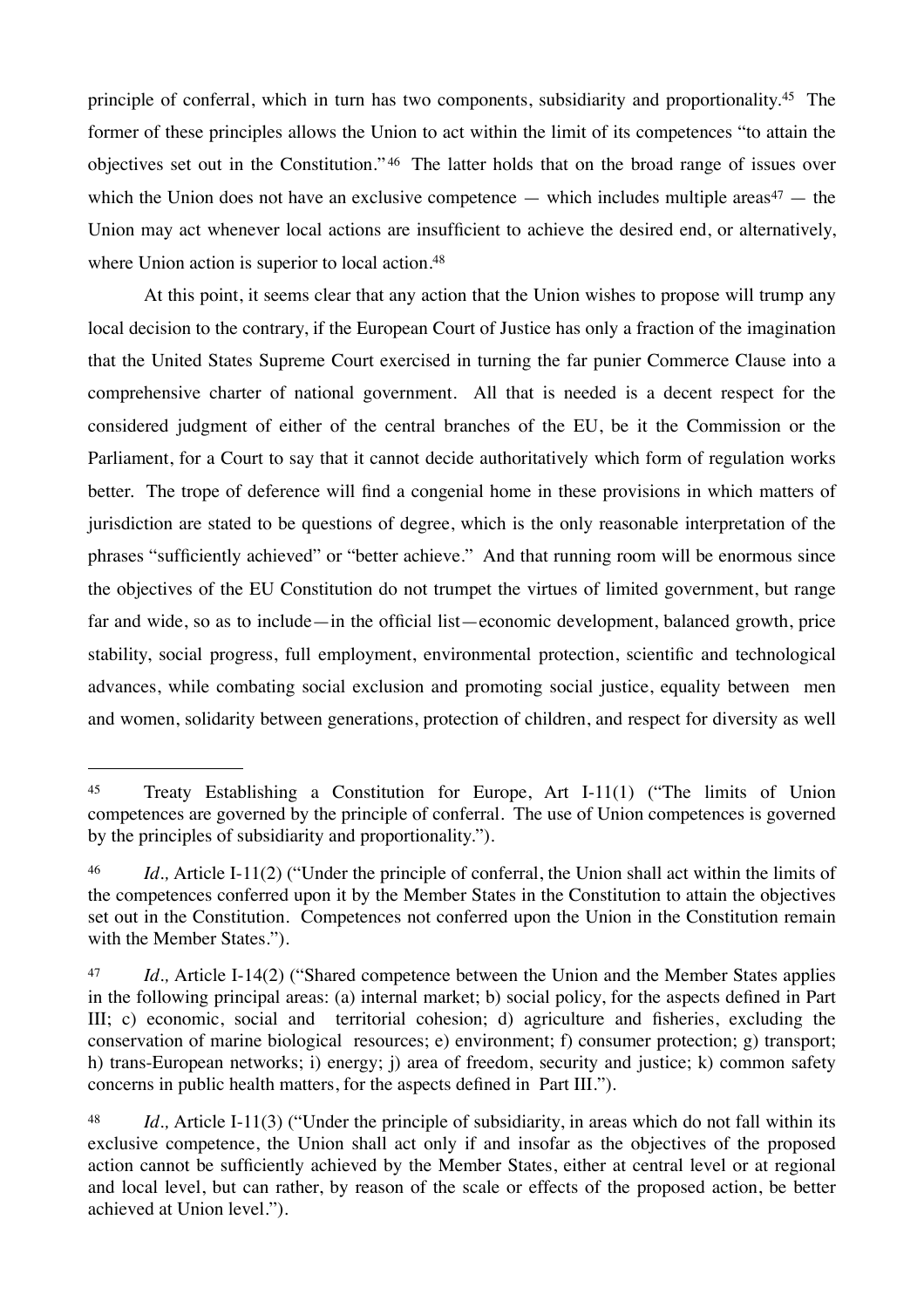principle of conferral, which in turn has two components, subsidiarity and proportionality.[45] The former of these principles allows the Union to act within the limit of its competences "to attain the objectives set out in the Constitution."[46] The latter holds that on the broad range of issues over which the Union does not have an exclusive competence — which includes multiple areas[47] — the Union may act whenever local actions are insufficient to achieve the desired end, or alternatively, where Union action is superior to local action.[48]

At this point, it seems clear that any action that the Union wishes to propose will trump any local decision to the contrary, if the European Court of Justice has only a fraction of the imagination that the United States Supreme Court exercised in turning the far punier Commerce Clause into a comprehensive charter of national government. All that is needed is a decent respect for the considered judgment of either of the central branches of the EU, be it the Commission or the Parliament, for a Court to say that it cannot decide authoritatively which form of regulation works better. The trope of deference will find a congenial home in these provisions in which matters of jurisdiction are stated to be questions of degree, which is the only reasonable interpretation of the phrases "sufficiently achieved" or "better achieve." And that running room will be enormous since the objectives of the EU Constitution do not trumpet the virtues of limited government, but range far and wide, so as to include—in the official list—economic development, balanced growth, price stability, social progress, full employment, environmental protection, scientific and technological advances, while combating social exclusion and promoting social justice, equality between men and women, solidarity between generations, protection of children, and respect for diversity as well

---

[45] Treaty Establishing a Constitution for Europe, Art I-11(1) ("The limits of Union competences are governed by the principle of conferral. The use of Union competences is governed by the principles of subsidiarity and proportionality.").

[46] *Id.,* Article I-11(2) ("Under the principle of conferral, the Union shall act within the limits of the competences conferred upon it by the Member States in the Constitution to attain the objectives set out in the Constitution. Competences not conferred upon the Union in the Constitution remain with the Member States.").

[47] *Id.,* Article I-14(2) ("Shared competence between the Union and the Member States applies in the following principal areas: (a) internal market; b) social policy, for the aspects defined in Part III; c) economic, social and territorial cohesion; d) agriculture and fisheries, excluding the conservation of marine biological resources; e) environment; f) consumer protection; g) transport; h) trans-European networks; i) energy; j) area of freedom, security and justice; k) common safety concerns in public health matters, for the aspects defined in Part III.").

[48] *Id.,* Article I-11(3) ("Under the principle of subsidiarity, in areas which do not fall within its exclusive competence, the Union shall act only if and insofar as the objectives of the proposed action cannot be sufficiently achieved by the Member States, either at central level or at regional and local level, but can rather, by reason of the scale or effects of the proposed action, be better achieved at Union level.").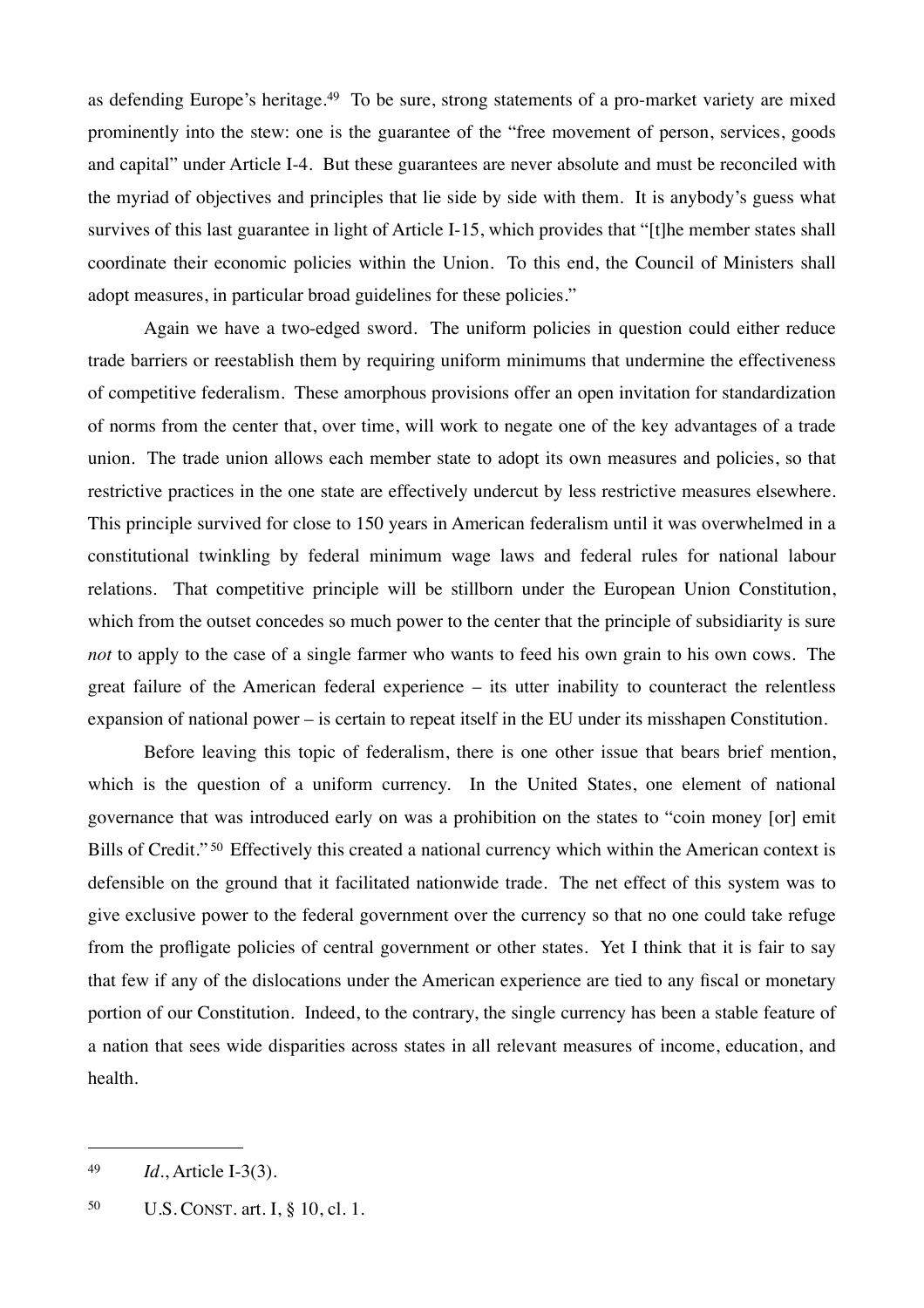as defending Europe's heritage.[49] To be sure, strong statements of a pro-market variety are mixed prominently into the stew: one is the guarantee of the "free movement of person, services, goods and capital" under Article I-4. But these guarantees are never absolute and must be reconciled with the myriad of objectives and principles that lie side by side with them. It is anybody's guess what survives of this last guarantee in light of Article I-15, which provides that "[t]he member states shall coordinate their economic policies within the Union. To this end, the Council of Ministers shall adopt measures, in particular broad guidelines for these policies."

Again we have a two-edged sword. The uniform policies in question could either reduce trade barriers or reestablish them by requiring uniform minimums that undermine the effectiveness of competitive federalism. These amorphous provisions offer an open invitation for standardization of norms from the center that, over time, will work to negate one of the key advantages of a trade union. The trade union allows each member state to adopt its own measures and policies, so that restrictive practices in the one state are effectively undercut by less restrictive measures elsewhere. This principle survived for close to 150 years in American federalism until it was overwhelmed in a constitutional twinkling by federal minimum wage laws and federal rules for national labour relations. That competitive principle will be stillborn under the European Union Constitution, which from the outset concedes so much power to the center that the principle of subsidiarity is sure *not* to apply to the case of a single farmer who wants to feed his own grain to his own cows. The great failure of the American federal experience – its utter inability to counteract the relentless expansion of national power – is certain to repeat itself in the EU under its misshapen Constitution.

Before leaving this topic of federalism, there is one other issue that bears brief mention, which is the question of a uniform currency. In the United States, one element of national governance that was introduced early on was a prohibition on the states to "coin money [or] emit Bills of Credit."[50] Effectively this created a national currency which within the American context is defensible on the ground that it facilitated nationwide trade. The net effect of this system was to give exclusive power to the federal government over the currency so that no one could take refuge from the profligate policies of central government or other states. Yet I think that it is fair to say that few if any of the dislocations under the American experience are tied to any fiscal or monetary portion of our Constitution. Indeed, to the contrary, the single currency has been a stable feature of a nation that sees wide disparities across states in all relevant measures of income, education, and health.

---

[49] *Id.*, Article I-3(3).

[50] U.S. CONST. art. I, § 10, cl. 1.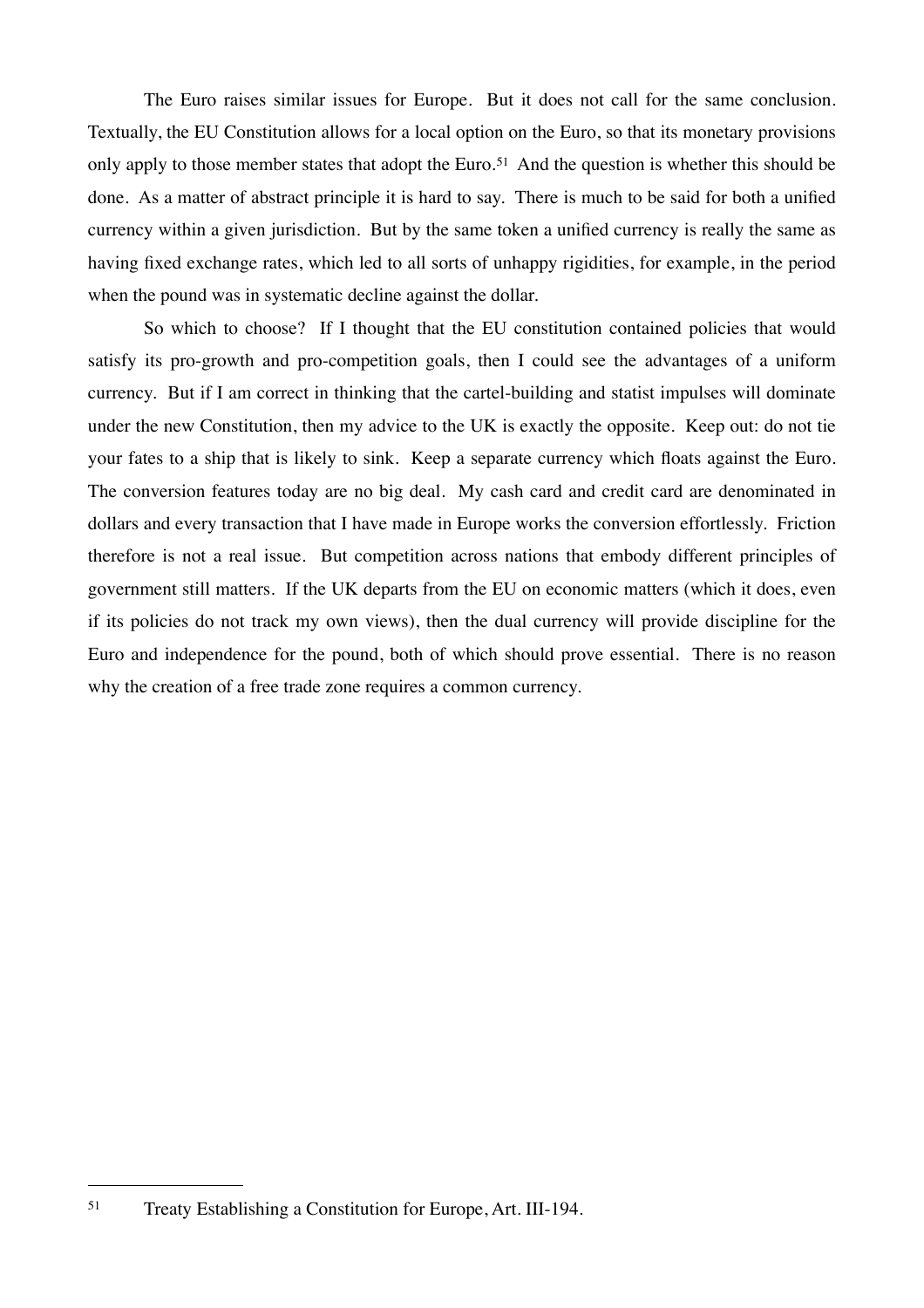The Euro raises similar issues for Europe. But it does not call for the same conclusion. Textually, the EU Constitution allows for a local option on the Euro, so that its monetary provisions only apply to those member states that adopt the Euro.[51] And the question is whether this should be done. As a matter of abstract principle it is hard to say. There is much to be said for both a unified currency within a given jurisdiction. But by the same token a unified currency is really the same as having fixed exchange rates, which led to all sorts of unhappy rigidities, for example, in the period when the pound was in systematic decline against the dollar.

So which to choose? If I thought that the EU constitution contained policies that would satisfy its pro-growth and pro-competition goals, then I could see the advantages of a uniform currency. But if I am correct in thinking that the cartel-building and statist impulses will dominate under the new Constitution, then my advice to the UK is exactly the opposite. Keep out: do not tie your fates to a ship that is likely to sink. Keep a separate currency which floats against the Euro. The conversion features today are no big deal. My cash card and credit card are denominated in dollars and every transaction that I have made in Europe works the conversion effortlessly. Friction therefore is not a real issue. But competition across nations that embody different principles of government still matters. If the UK departs from the EU on economic matters (which it does, even if its policies do not track my own views), then the dual currency will provide discipline for the Euro and independence for the pound, both of which should prove essential. There is no reason why the creation of a free trade zone requires a common currency.

---

[51] Treaty Establishing a Constitution for Europe, Art. III-194.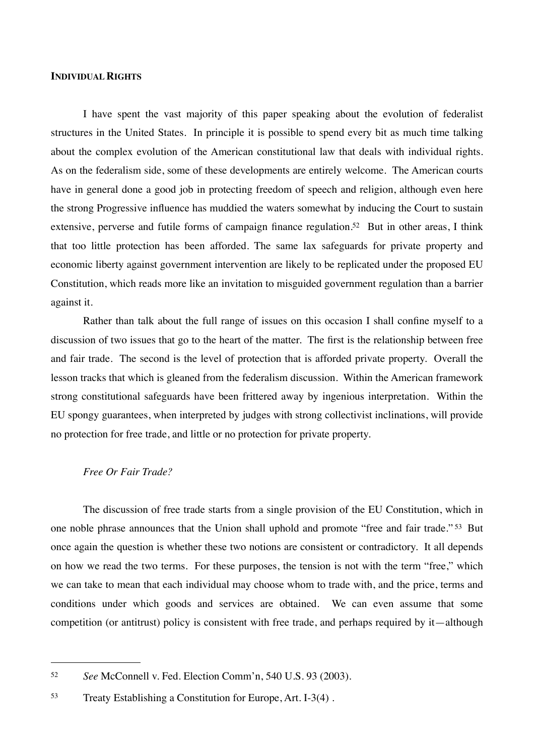## INDIVIDUAL RIGHTS

I have spent the vast majority of this paper speaking about the evolution of federalist structures in the United States. In principle it is possible to spend every bit as much time talking about the complex evolution of the American constitutional law that deals with individual rights. As on the federalism side, some of these developments are entirely welcome. The American courts have in general done a good job in protecting freedom of speech and religion, although even here the strong Progressive influence has muddied the waters somewhat by inducing the Court to sustain extensive, perverse and futile forms of campaign finance regulation.[52] But in other areas, I think that too little protection has been afforded. The same lax safeguards for private property and economic liberty against government intervention are likely to be replicated under the proposed EU Constitution, which reads more like an invitation to misguided government regulation than a barrier against it.

Rather than talk about the full range of issues on this occasion I shall confine myself to a discussion of two issues that go to the heart of the matter. The first is the relationship between free and fair trade. The second is the level of protection that is afforded private property. Overall the lesson tracks that which is gleaned from the federalism discussion. Within the American framework strong constitutional safeguards have been frittered away by ingenious interpretation. Within the EU spongy guarantees, when interpreted by judges with strong collectivist inclinations, will provide no protection for free trade, and little or no protection for private property.

### *Free Or Fair Trade?*

The discussion of free trade starts from a single provision of the EU Constitution, which in one noble phrase announces that the Union shall uphold and promote "free and fair trade."[53] But once again the question is whether these two notions are consistent or contradictory. It all depends on how we read the two terms. For these purposes, the tension is not with the term "free," which we can take to mean that each individual may choose whom to trade with, and the price, terms and conditions under which goods and services are obtained. We can even assume that some competition (or antitrust) policy is consistent with free trade, and perhaps required by it—although

---

52 *See* McConnell v. Fed. Election Comm'n, 540 U.S. 93 (2003).

53 Treaty Establishing a Constitution for Europe, Art. I-3(4) .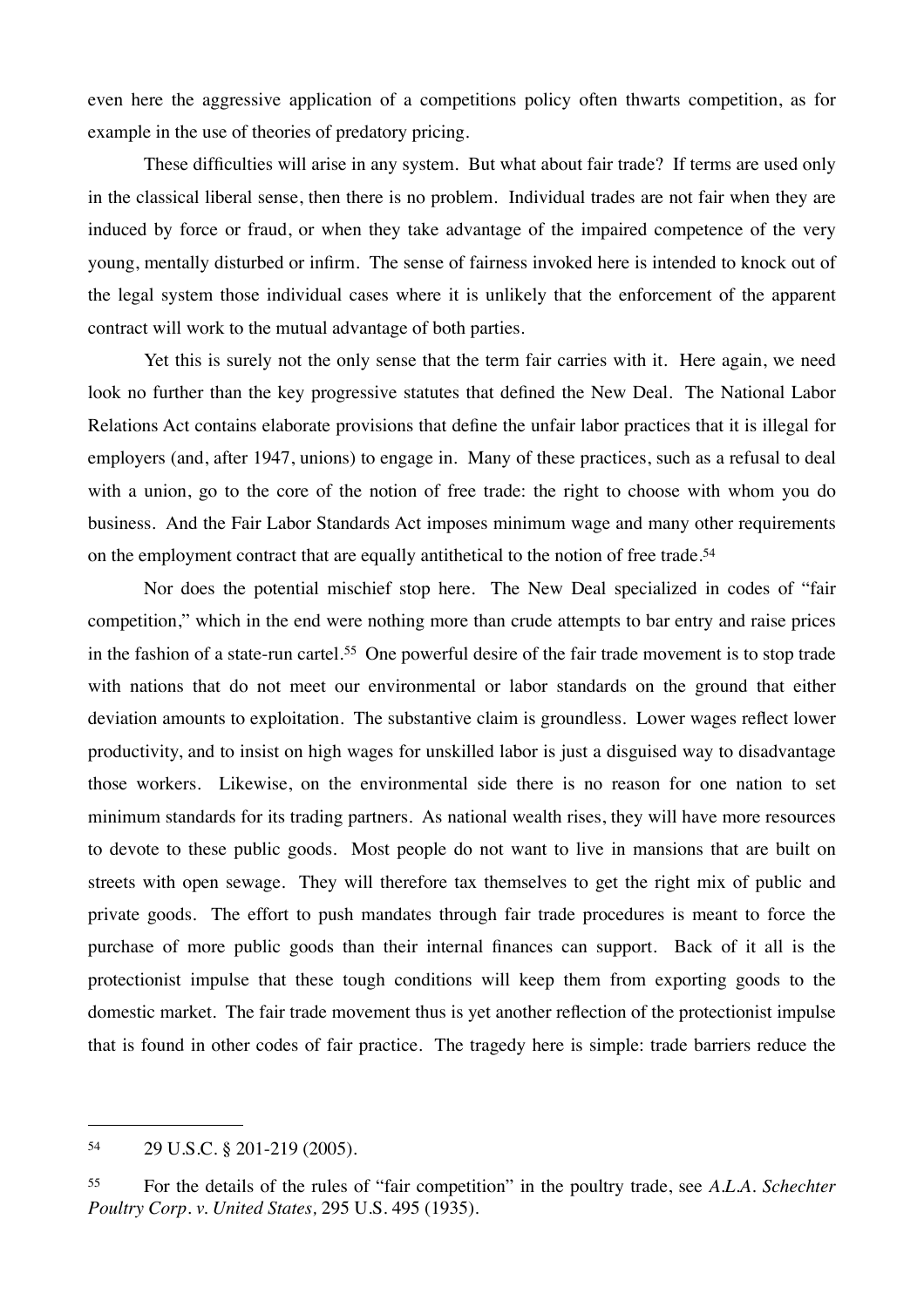even here the aggressive application of a competitions policy often thwarts competition, as for example in the use of theories of predatory pricing.

These difficulties will arise in any system. But what about fair trade? If terms are used only in the classical liberal sense, then there is no problem. Individual trades are not fair when they are induced by force or fraud, or when they take advantage of the impaired competence of the very young, mentally disturbed or infirm. The sense of fairness invoked here is intended to knock out of the legal system those individual cases where it is unlikely that the enforcement of the apparent contract will work to the mutual advantage of both parties.

Yet this is surely not the only sense that the term fair carries with it. Here again, we need look no further than the key progressive statutes that defined the New Deal. The National Labor Relations Act contains elaborate provisions that define the unfair labor practices that it is illegal for employers (and, after 1947, unions) to engage in. Many of these practices, such as a refusal to deal with a union, go to the core of the notion of free trade: the right to choose with whom you do business. And the Fair Labor Standards Act imposes minimum wage and many other requirements on the employment contract that are equally antithetical to the notion of free trade.[54]

Nor does the potential mischief stop here. The New Deal specialized in codes of "fair competition," which in the end were nothing more than crude attempts to bar entry and raise prices in the fashion of a state-run cartel.[55] One powerful desire of the fair trade movement is to stop trade with nations that do not meet our environmental or labor standards on the ground that either deviation amounts to exploitation. The substantive claim is groundless. Lower wages reflect lower productivity, and to insist on high wages for unskilled labor is just a disguised way to disadvantage those workers. Likewise, on the environmental side there is no reason for one nation to set minimum standards for its trading partners. As national wealth rises, they will have more resources to devote to these public goods. Most people do not want to live in mansions that are built on streets with open sewage. They will therefore tax themselves to get the right mix of public and private goods. The effort to push mandates through fair trade procedures is meant to force the purchase of more public goods than their internal finances can support. Back of it all is the protectionist impulse that these tough conditions will keep them from exporting goods to the domestic market. The fair trade movement thus is yet another reflection of the protectionist impulse that is found in other codes of fair practice. The tragedy here is simple: trade barriers reduce the

---

[54] 29 U.S.C. § 201-219 (2005).

[55] For the details of the rules of "fair competition" in the poultry trade, see *A.L.A. Schechter Poultry Corp. v. United States,* 295 U.S. 495 (1935).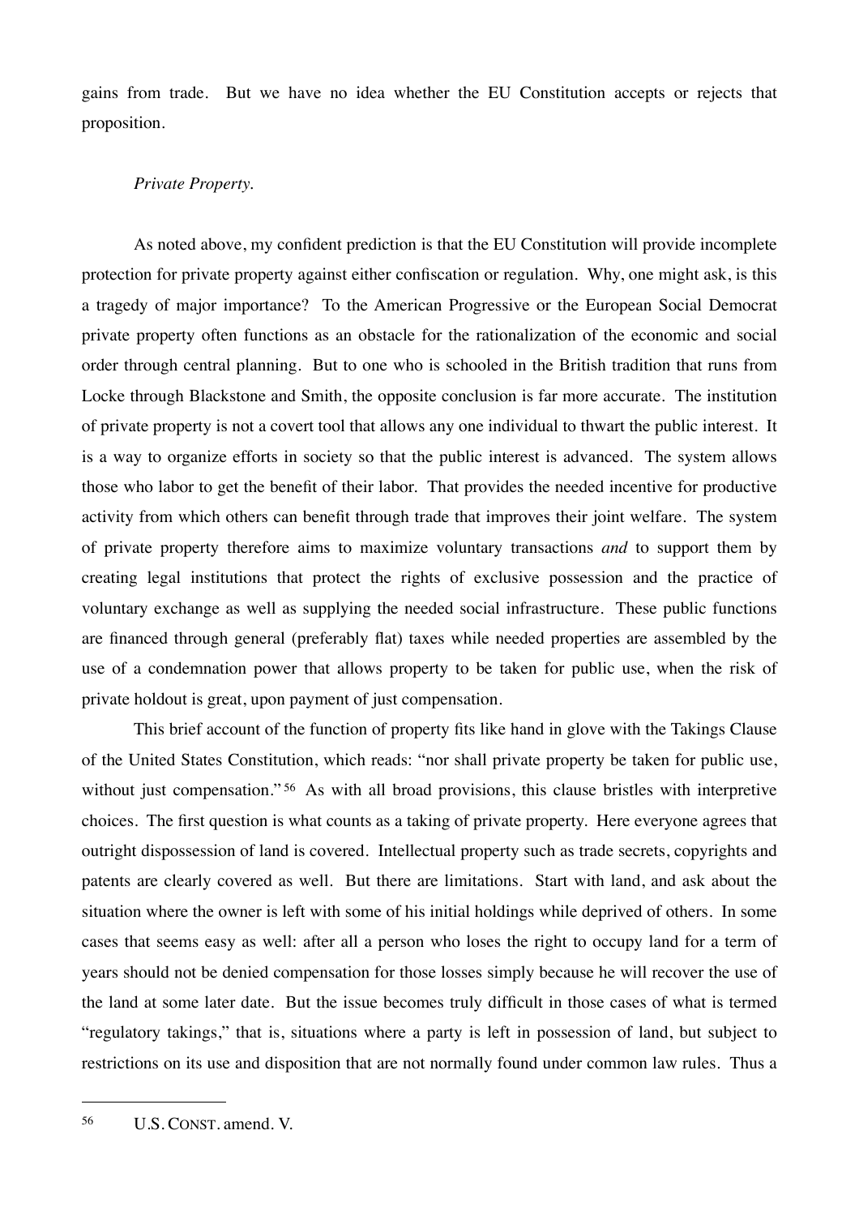gains from trade. But we have no idea whether the EU Constitution accepts or rejects that proposition.

*Private Property.*

As noted above, my confident prediction is that the EU Constitution will provide incomplete protection for private property against either confiscation or regulation. Why, one might ask, is this a tragedy of major importance? To the American Progressive or the European Social Democrat private property often functions as an obstacle for the rationalization of the economic and social order through central planning. But to one who is schooled in the British tradition that runs from Locke through Blackstone and Smith, the opposite conclusion is far more accurate. The institution of private property is not a covert tool that allows any one individual to thwart the public interest. It is a way to organize efforts in society so that the public interest is advanced. The system allows those who labor to get the benefit of their labor. That provides the needed incentive for productive activity from which others can benefit through trade that improves their joint welfare. The system of private property therefore aims to maximize voluntary transactions *and* to support them by creating legal institutions that protect the rights of exclusive possession and the practice of voluntary exchange as well as supplying the needed social infrastructure. These public functions are financed through general (preferably flat) taxes while needed properties are assembled by the use of a condemnation power that allows property to be taken for public use, when the risk of private holdout is great, upon payment of just compensation.

This brief account of the function of property fits like hand in glove with the Takings Clause of the United States Constitution, which reads: "nor shall private property be taken for public use, without just compensation."[56] As with all broad provisions, this clause bristles with interpretive choices. The first question is what counts as a taking of private property. Here everyone agrees that outright dispossession of land is covered. Intellectual property such as trade secrets, copyrights and patents are clearly covered as well. But there are limitations. Start with land, and ask about the situation where the owner is left with some of his initial holdings while deprived of others. In some cases that seems easy as well: after all a person who loses the right to occupy land for a term of years should not be denied compensation for those losses simply because he will recover the use of the land at some later date. But the issue becomes truly difficult in those cases of what is termed "regulatory takings," that is, situations where a party is left in possession of land, but subject to restrictions on its use and disposition that are not normally found under common law rules. Thus a

[56] U.S. CONST. amend. V.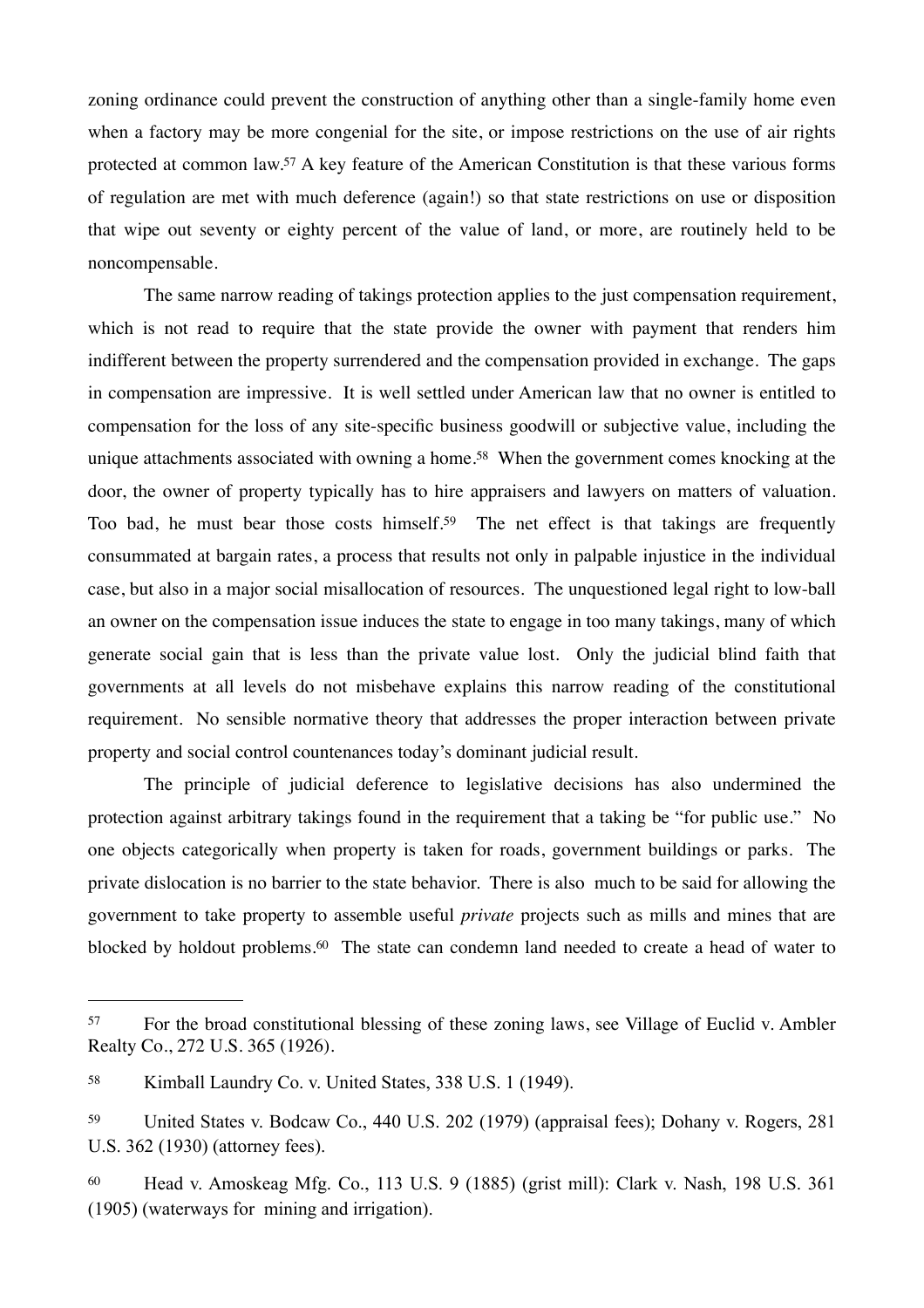zoning ordinance could prevent the construction of anything other than a single-family home even when a factory may be more congenial for the site, or impose restrictions on the use of air rights protected at common law.[57] A key feature of the American Constitution is that these various forms of regulation are met with much deference (again!) so that state restrictions on use or disposition that wipe out seventy or eighty percent of the value of land, or more, are routinely held to be noncompensable.

The same narrow reading of takings protection applies to the just compensation requirement, which is not read to require that the state provide the owner with payment that renders him indifferent between the property surrendered and the compensation provided in exchange. The gaps in compensation are impressive. It is well settled under American law that no owner is entitled to compensation for the loss of any site-specific business goodwill or subjective value, including the unique attachments associated with owning a home.[58] When the government comes knocking at the door, the owner of property typically has to hire appraisers and lawyers on matters of valuation. Too bad, he must bear those costs himself.[59] The net effect is that takings are frequently consummated at bargain rates, a process that results not only in palpable injustice in the individual case, but also in a major social misallocation of resources. The unquestioned legal right to low-ball an owner on the compensation issue induces the state to engage in too many takings, many of which generate social gain that is less than the private value lost. Only the judicial blind faith that governments at all levels do not misbehave explains this narrow reading of the constitutional requirement. No sensible normative theory that addresses the proper interaction between private property and social control countenances today's dominant judicial result.

The principle of judicial deference to legislative decisions has also undermined the protection against arbitrary takings found in the requirement that a taking be "for public use." No one objects categorically when property is taken for roads, government buildings or parks. The private dislocation is no barrier to the state behavior. There is also much to be said for allowing the government to take property to assemble useful *private* projects such as mills and mines that are blocked by holdout problems.[60] The state can condemn land needed to create a head of water to

---

[57] For the broad constitutional blessing of these zoning laws, see Village of Euclid v. Ambler Realty Co., 272 U.S. 365 (1926).

[58] Kimball Laundry Co. v. United States, 338 U.S. 1 (1949).

[59] United States v. Bodcaw Co., 440 U.S. 202 (1979) (appraisal fees); Dohany v. Rogers, 281 U.S. 362 (1930) (attorney fees).

[60] Head v. Amoskeag Mfg. Co., 113 U.S. 9 (1885) (grist mill): Clark v. Nash, 198 U.S. 361 (1905) (waterways for mining and irrigation).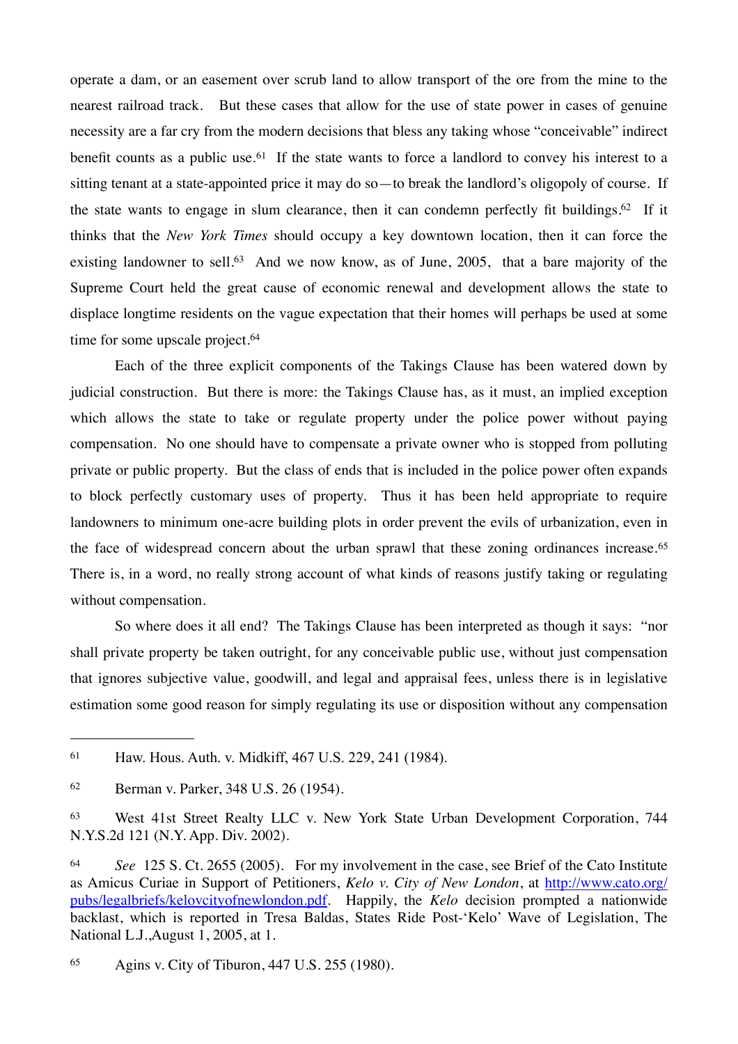operate a dam, or an easement over scrub land to allow transport of the ore from the mine to the nearest railroad track. But these cases that allow for the use of state power in cases of genuine necessity are a far cry from the modern decisions that bless any taking whose "conceivable" indirect benefit counts as a public use.[61] If the state wants to force a landlord to convey his interest to a sitting tenant at a state-appointed price it may do so—to break the landlord's oligopoly of course. If the state wants to engage in slum clearance, then it can condemn perfectly fit buildings.[62] If it thinks that the *New York Times* should occupy a key downtown location, then it can force the existing landowner to sell.[63] And we now know, as of June, 2005, that a bare majority of the Supreme Court held the great cause of economic renewal and development allows the state to displace longtime residents on the vague expectation that their homes will perhaps be used at some time for some upscale project.[64]

Each of the three explicit components of the Takings Clause has been watered down by judicial construction. But there is more: the Takings Clause has, as it must, an implied exception which allows the state to take or regulate property under the police power without paying compensation. No one should have to compensate a private owner who is stopped from polluting private or public property. But the class of ends that is included in the police power often expands to block perfectly customary uses of property. Thus it has been held appropriate to require landowners to minimum one-acre building plots in order prevent the evils of urbanization, even in the face of widespread concern about the urban sprawl that these zoning ordinances increase.[65] There is, in a word, no really strong account of what kinds of reasons justify taking or regulating without compensation.

So where does it all end? The Takings Clause has been interpreted as though it says: "nor shall private property be taken outright, for any conceivable public use, without just compensation that ignores subjective value, goodwill, and legal and appraisal fees, unless there is in legislative estimation some good reason for simply regulating its use or disposition without any compensation

---

[61] Haw. Hous. Auth. v. Midkiff, 467 U.S. 229, 241 (1984).

[62] Berman v. Parker, 348 U.S. 26 (1954).

[63] West 41st Street Realty LLC v. New York State Urban Development Corporation, 744 N.Y.S.2d 121 (N.Y. App. Div. 2002).

[64] *See* 125 S. Ct. 2655 (2005). For my involvement in the case, see Brief of the Cato Institute as Amicus Curiae in Support of Petitioners, *Kelo v. City of New London*, at [http://www.cato.org/pubs/legalbriefs/kelovcityofnewlondon.pdf](http://www.cato.org/pubs/legalbriefs/kelovcityofnewlondon.pdf). Happily, the *Kelo* decision prompted a nationwide backlast, which is reported in Tresa Baldas, States Ride Post-'Kelo' Wave of Legislation, The National L.J.,August 1, 2005, at 1.

[65] Agins v. City of Tiburon, 447 U.S. 255 (1980).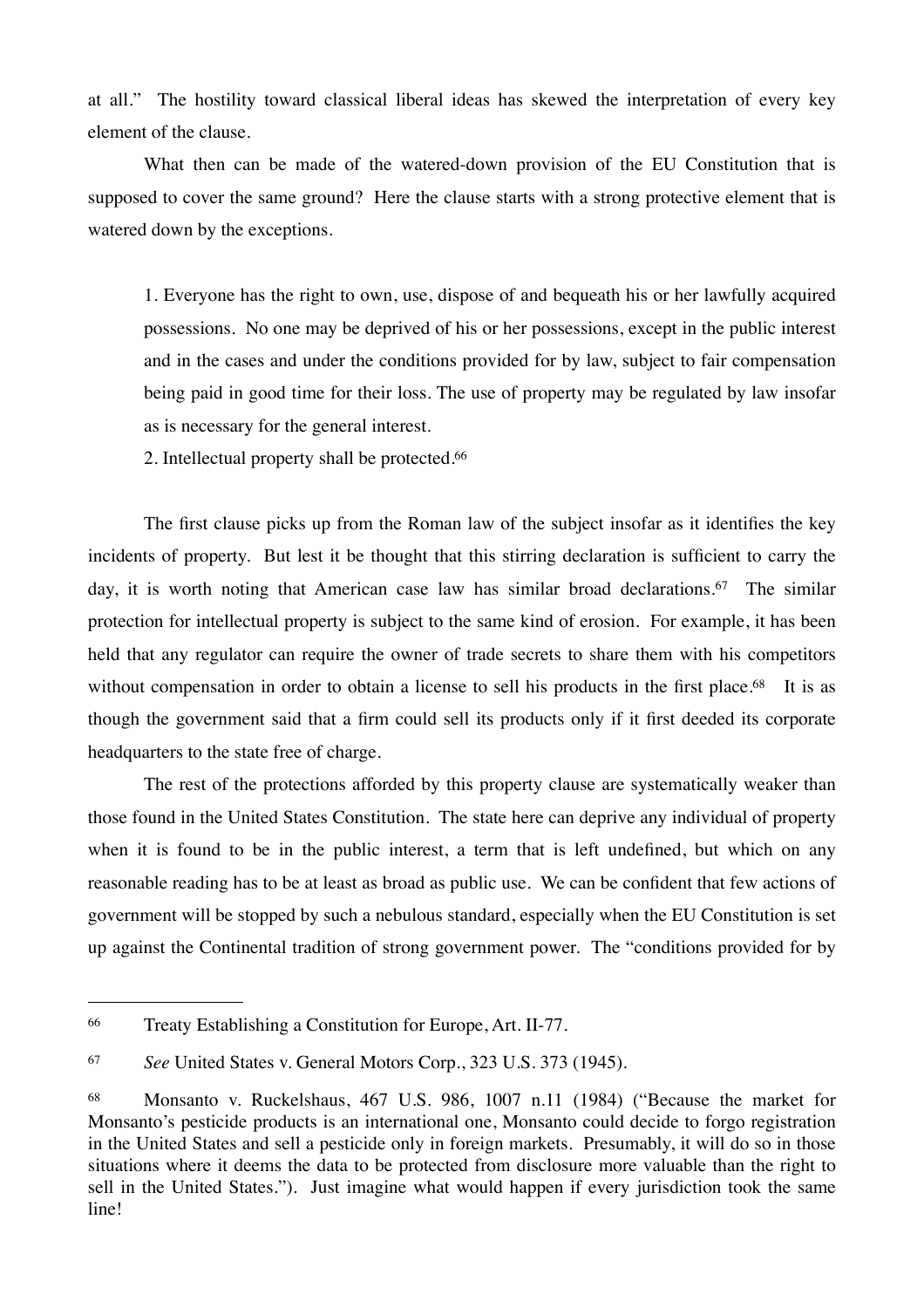at all." The hostility toward classical liberal ideas has skewed the interpretation of every key element of the clause.

What then can be made of the watered-down provision of the EU Constitution that is supposed to cover the same ground? Here the clause starts with a strong protective element that is watered down by the exceptions.

> 1. Everyone has the right to own, use, dispose of and bequeath his or her lawfully acquired possessions. No one may be deprived of his or her possessions, except in the public interest and in the cases and under the conditions provided for by law, subject to fair compensation being paid in good time for their loss. The use of property may be regulated by law insofar as is necessary for the general interest.
>
> 2. Intellectual property shall be protected.[66]

The first clause picks up from the Roman law of the subject insofar as it identifies the key incidents of property. But lest it be thought that this stirring declaration is sufficient to carry the day, it is worth noting that American case law has similar broad declarations.[67] The similar protection for intellectual property is subject to the same kind of erosion. For example, it has been held that any regulator can require the owner of trade secrets to share them with his competitors without compensation in order to obtain a license to sell his products in the first place.[68] It is as though the government said that a firm could sell its products only if it first deeded its corporate headquarters to the state free of charge.

The rest of the protections afforded by this property clause are systematically weaker than those found in the United States Constitution. The state here can deprive any individual of property when it is found to be in the public interest, a term that is left undefined, but which on any reasonable reading has to be at least as broad as public use. We can be confident that few actions of government will be stopped by such a nebulous standard, especially when the EU Constitution is set up against the Continental tradition of strong government power. The "conditions provided for by

---

[66] Treaty Establishing a Constitution for Europe, Art. II-77.

[67] *See* United States v. General Motors Corp., 323 U.S. 373 (1945).

[68] Monsanto v. Ruckelshaus, 467 U.S. 986, 1007 n.11 (1984) ("Because the market for Monsanto's pesticide products is an international one, Monsanto could decide to forgo registration in the United States and sell a pesticide only in foreign markets. Presumably, it will do so in those situations where it deems the data to be protected from disclosure more valuable than the right to sell in the United States."). Just imagine what would happen if every jurisdiction took the same line!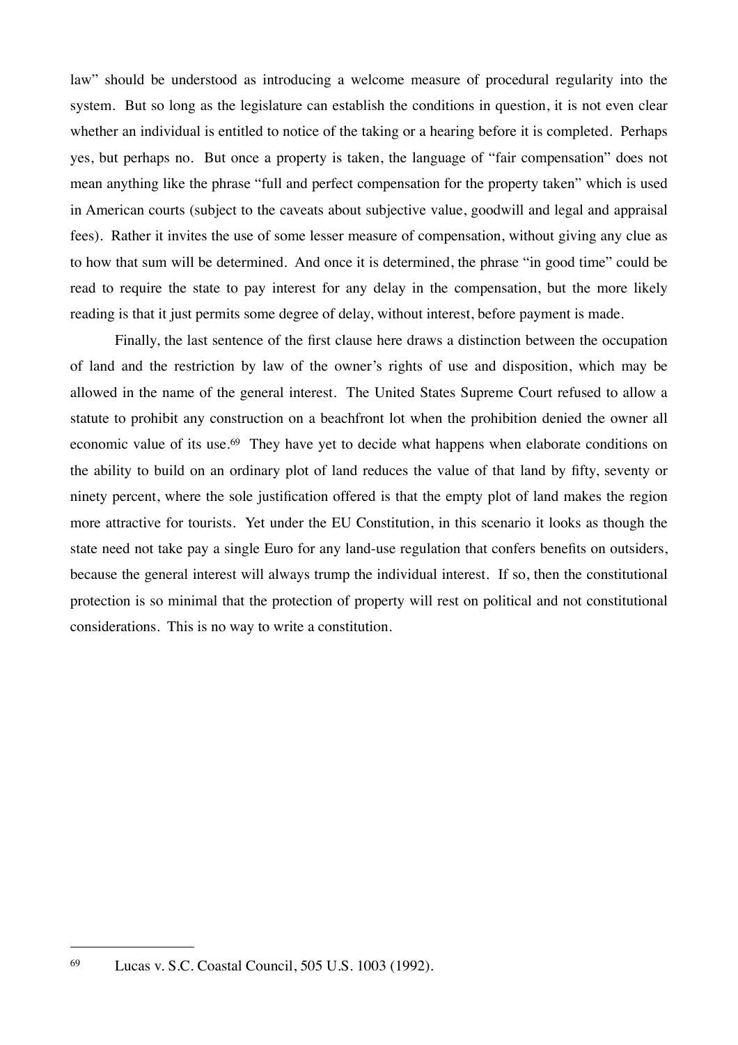law" should be understood as introducing a welcome measure of procedural regularity into the system. But so long as the legislature can establish the conditions in question, it is not even clear whether an individual is entitled to notice of the taking or a hearing before it is completed. Perhaps yes, but perhaps no. But once a property is taken, the language of "fair compensation" does not mean anything like the phrase "full and perfect compensation for the property taken" which is used in American courts (subject to the caveats about subjective value, goodwill and legal and appraisal fees). Rather it invites the use of some lesser measure of compensation, without giving any clue as to how that sum will be determined. And once it is determined, the phrase "in good time" could be read to require the state to pay interest for any delay in the compensation, but the more likely reading is that it just permits some degree of delay, without interest, before payment is made.

Finally, the last sentence of the first clause here draws a distinction between the occupation of land and the restriction by law of the owner's rights of use and disposition, which may be allowed in the name of the general interest. The United States Supreme Court refused to allow a statute to prohibit any construction on a beachfront lot when the prohibition denied the owner all economic value of its use.[69] They have yet to decide what happens when elaborate conditions on the ability to build on an ordinary plot of land reduces the value of that land by fifty, seventy or ninety percent, where the sole justification offered is that the empty plot of land makes the region more attractive for tourists. Yet under the EU Constitution, in this scenario it looks as though the state need not take pay a single Euro for any land-use regulation that confers benefits on outsiders, because the general interest will always trump the individual interest. If so, then the constitutional protection is so minimal that the protection of property will rest on political and not constitutional considerations. This is no way to write a constitution.

---

[69] Lucas v. S.C. Coastal Council, 505 U.S. 1003 (1992).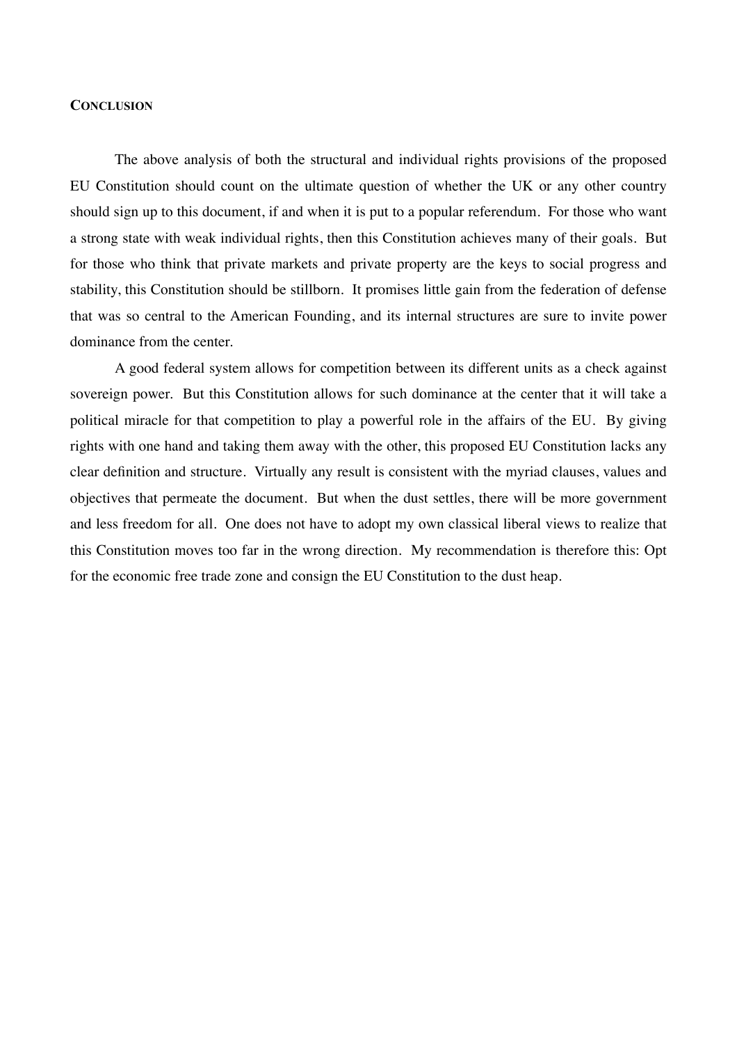## CONCLUSION

The above analysis of both the structural and individual rights provisions of the proposed EU Constitution should count on the ultimate question of whether the UK or any other country should sign up to this document, if and when it is put to a popular referendum. For those who want a strong state with weak individual rights, then this Constitution achieves many of their goals. But for those who think that private markets and private property are the keys to social progress and stability, this Constitution should be stillborn. It promises little gain from the federation of defense that was so central to the American Founding, and its internal structures are sure to invite power dominance from the center.

A good federal system allows for competition between its different units as a check against sovereign power. But this Constitution allows for such dominance at the center that it will take a political miracle for that competition to play a powerful role in the affairs of the EU. By giving rights with one hand and taking them away with the other, this proposed EU Constitution lacks any clear definition and structure. Virtually any result is consistent with the myriad clauses, values and objectives that permeate the document. But when the dust settles, there will be more government and less freedom for all. One does not have to adopt my own classical liberal views to realize that this Constitution moves too far in the wrong direction. My recommendation is therefore this: Opt for the economic free trade zone and consign the EU Constitution to the dust heap.